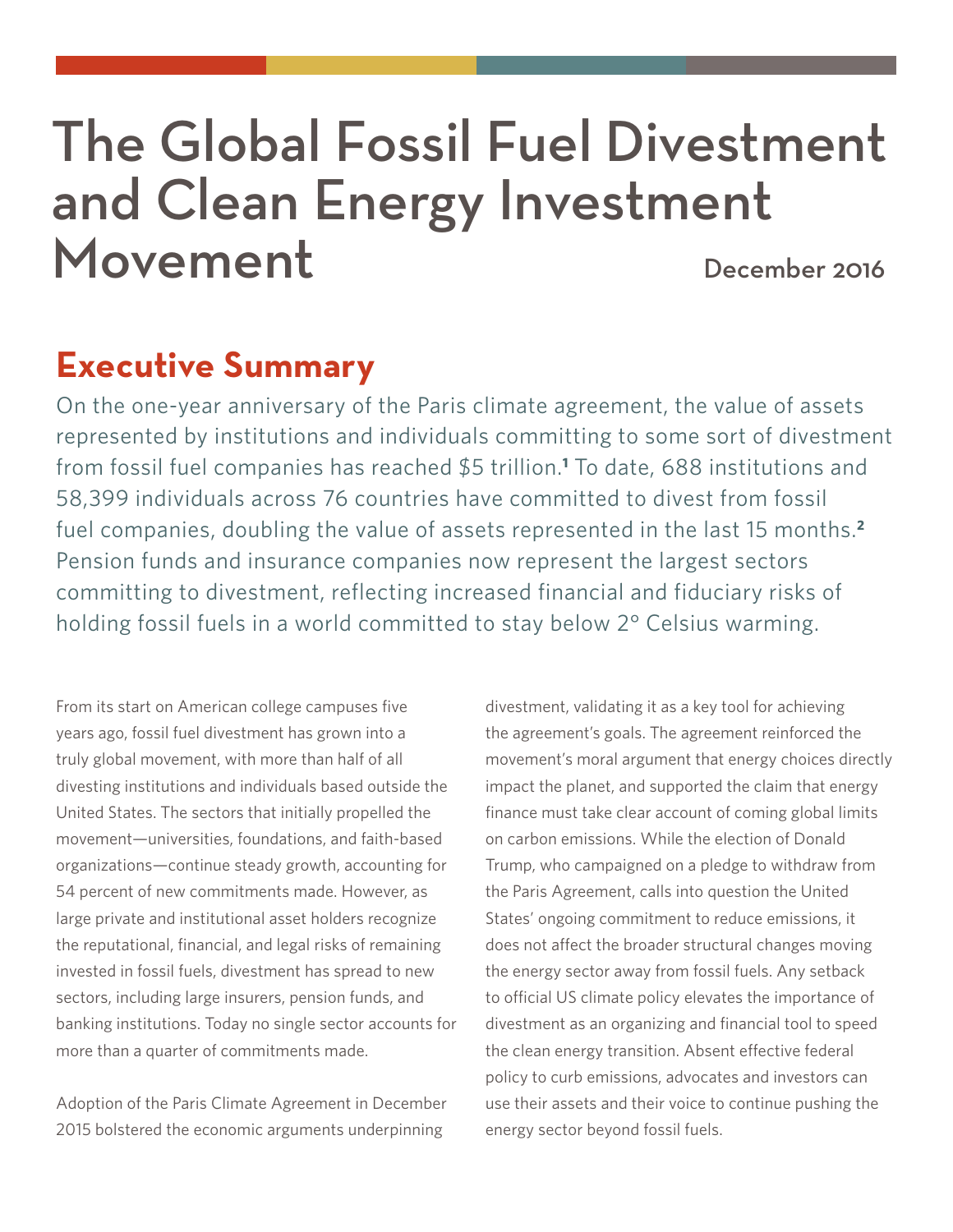# The Global Fossil Fuel Divestment and Clean Energy Investment Movement

December 2016

## Executive Summary

On the one-year anniversary of the Paris climate agreement, the value of assets represented by institutions and individuals committing to some sort of divestment from fossil fuel companies has reached $5 trillion.[1] To date, 688 institutions and 58,399 individuals across 76 countries have committed to divest from fossil fuel companies, doubling the value of assets represented in the last 15 months.[2] Pension funds and insurance companies now represent the largest sectors committing to divestment, reflecting increased financial and fiduciary risks of holding fossil fuels in a world committed to stay below 2° Celsius warming.

From its start on American college campuses five years ago, fossil fuel divestment has grown into a truly global movement, with more than half of all divesting institutions and individuals based outside the United States. The sectors that initially propelled the movement—universities, foundations, and faith-based organizations—continue steady growth, accounting for 54 percent of new commitments made. However, as large private and institutional asset holders recognize the reputational, financial, and legal risks of remaining invested in fossil fuels, divestment has spread to new sectors, including large insurers, pension funds, and banking institutions. Today no single sector accounts for more than a quarter of commitments made.

Adoption of the Paris Climate Agreement in December 2015 bolstered the economic arguments underpinning divestment, validating it as a key tool for achieving the agreement's goals. The agreement reinforced the movement's moral argument that energy choices directly impact the planet, and supported the claim that energy finance must take clear account of coming global limits on carbon emissions. While the election of Donald Trump, who campaigned on a pledge to withdraw from the Paris Agreement, calls into question the United States' ongoing commitment to reduce emissions, it does not affect the broader structural changes moving the energy sector away from fossil fuels. Any setback to official US climate policy elevates the importance of divestment as an organizing and financial tool to speed the clean energy transition. Absent effective federal policy to curb emissions, advocates and investors can use their assets and their voice to continue pushing the energy sector beyond fossil fuels.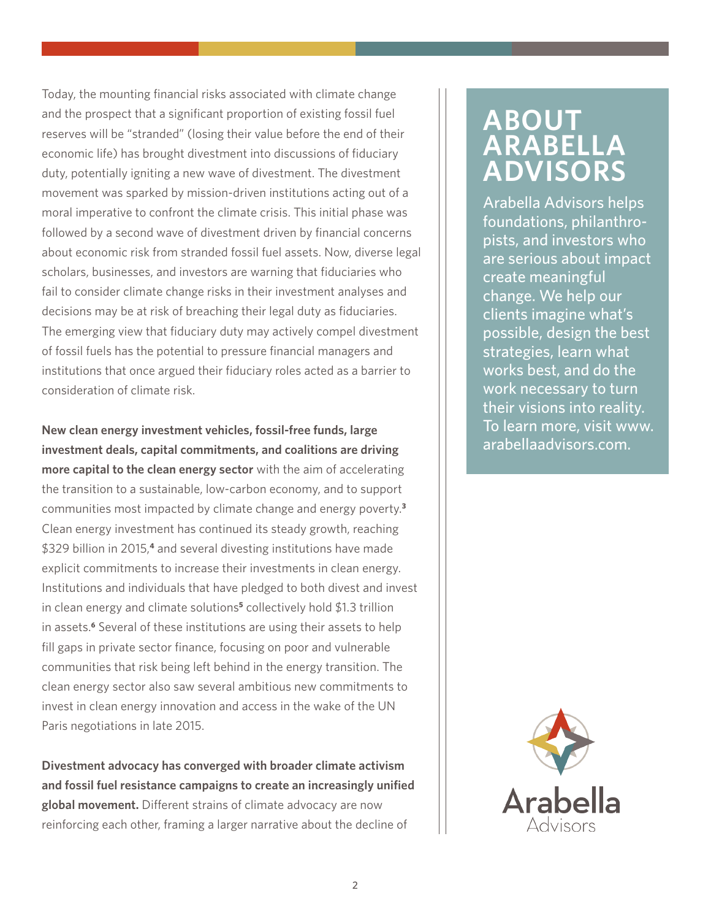Today, the mounting financial risks associated with climate change and the prospect that a significant proportion of existing fossil fuel reserves will be "stranded" (losing their value before the end of their economic life) has brought divestment into discussions of fiduciary duty, potentially igniting a new wave of divestment. The divestment movement was sparked by mission-driven institutions acting out of a moral imperative to confront the climate crisis. This initial phase was followed by a second wave of divestment driven by financial concerns about economic risk from stranded fossil fuel assets. Now, diverse legal scholars, businesses, and investors are warning that fiduciaries who fail to consider climate change risks in their investment analyses and decisions may be at risk of breaching their legal duty as fiduciaries. The emerging view that fiduciary duty may actively compel divestment of fossil fuels has the potential to pressure financial managers and institutions that once argued their fiduciary roles acted as a barrier to consideration of climate risk.

**New clean energy investment vehicles, fossil-free funds, large investment deals, capital commitments, and coalitions are driving more capital to the clean energy sector** with the aim of accelerating the transition to a sustainable, low-carbon economy, and to support communities most impacted by climate change and energy poverty.[3] Clean energy investment has continued its steady growth, reaching $329 billion in 2015,[4] and several divesting institutions have made explicit commitments to increase their investments in clean energy. Institutions and individuals that have pledged to both divest and invest in clean energy and climate solutions[5] collectively hold $1.3 trillion in assets.[6] Several of these institutions are using their assets to help fill gaps in private sector finance, focusing on poor and vulnerable communities that risk being left behind in the energy transition. The clean energy sector also saw several ambitious new commitments to invest in clean energy innovation and access in the wake of the UN Paris negotiations in late 2015.

**Divestment advocacy has converged with broader climate activism and fossil fuel resistance campaigns to create an increasingly unified global movement.** Different strains of climate advocacy are now reinforcing each other, framing a larger narrative about the decline of

## ABOUT ARABELLA ADVISORS

Arabella Advisors helps foundations, philanthropists, and investors who are serious about impact create meaningful change. We help our clients imagine what's possible, design the best strategies, learn what works best, and do the work necessary to turn their visions into reality. To learn more, visit www.arabellaadvisors.com.

Arabella Advisors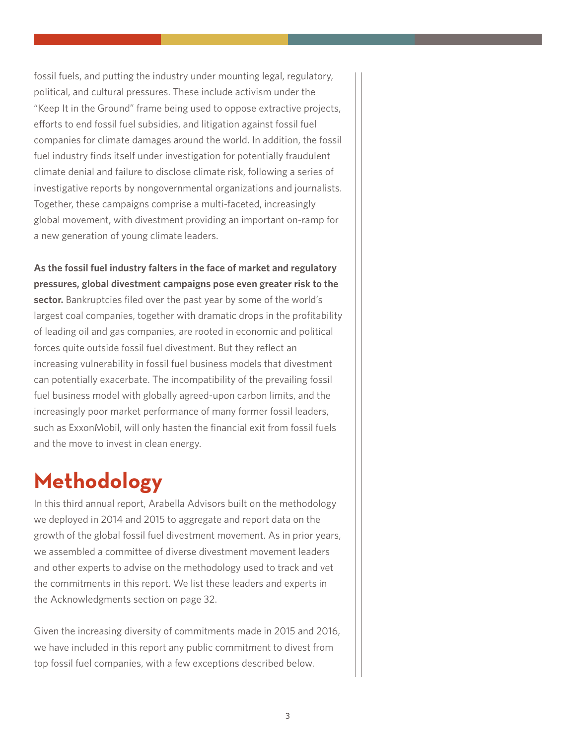fossil fuels, and putting the industry under mounting legal, regulatory, political, and cultural pressures. These include activism under the "Keep It in the Ground" frame being used to oppose extractive projects, efforts to end fossil fuel subsidies, and litigation against fossil fuel companies for climate damages around the world. In addition, the fossil fuel industry finds itself under investigation for potentially fraudulent climate denial and failure to disclose climate risk, following a series of investigative reports by nongovernmental organizations and journalists. Together, these campaigns comprise a multi-faceted, increasingly global movement, with divestment providing an important on-ramp for a new generation of young climate leaders.

**As the fossil fuel industry falters in the face of market and regulatory pressures, global divestment campaigns pose even greater risk to the sector.** Bankruptcies filed over the past year by some of the world's largest coal companies, together with dramatic drops in the profitability of leading oil and gas companies, are rooted in economic and political forces quite outside fossil fuel divestment. But they reflect an increasing vulnerability in fossil fuel business models that divestment can potentially exacerbate. The incompatibility of the prevailing fossil fuel business model with globally agreed-upon carbon limits, and the increasingly poor market performance of many former fossil leaders, such as ExxonMobil, will only hasten the financial exit from fossil fuels and the move to invest in clean energy.

# Methodology

In this third annual report, Arabella Advisors built on the methodology we deployed in 2014 and 2015 to aggregate and report data on the growth of the global fossil fuel divestment movement. As in prior years, we assembled a committee of diverse divestment movement leaders and other experts to advise on the methodology used to track and vet the commitments in this report. We list these leaders and experts in the Acknowledgments section on page 32.

Given the increasing diversity of commitments made in 2015 and 2016, we have included in this report any public commitment to divest from top fossil fuel companies, with a few exceptions described below.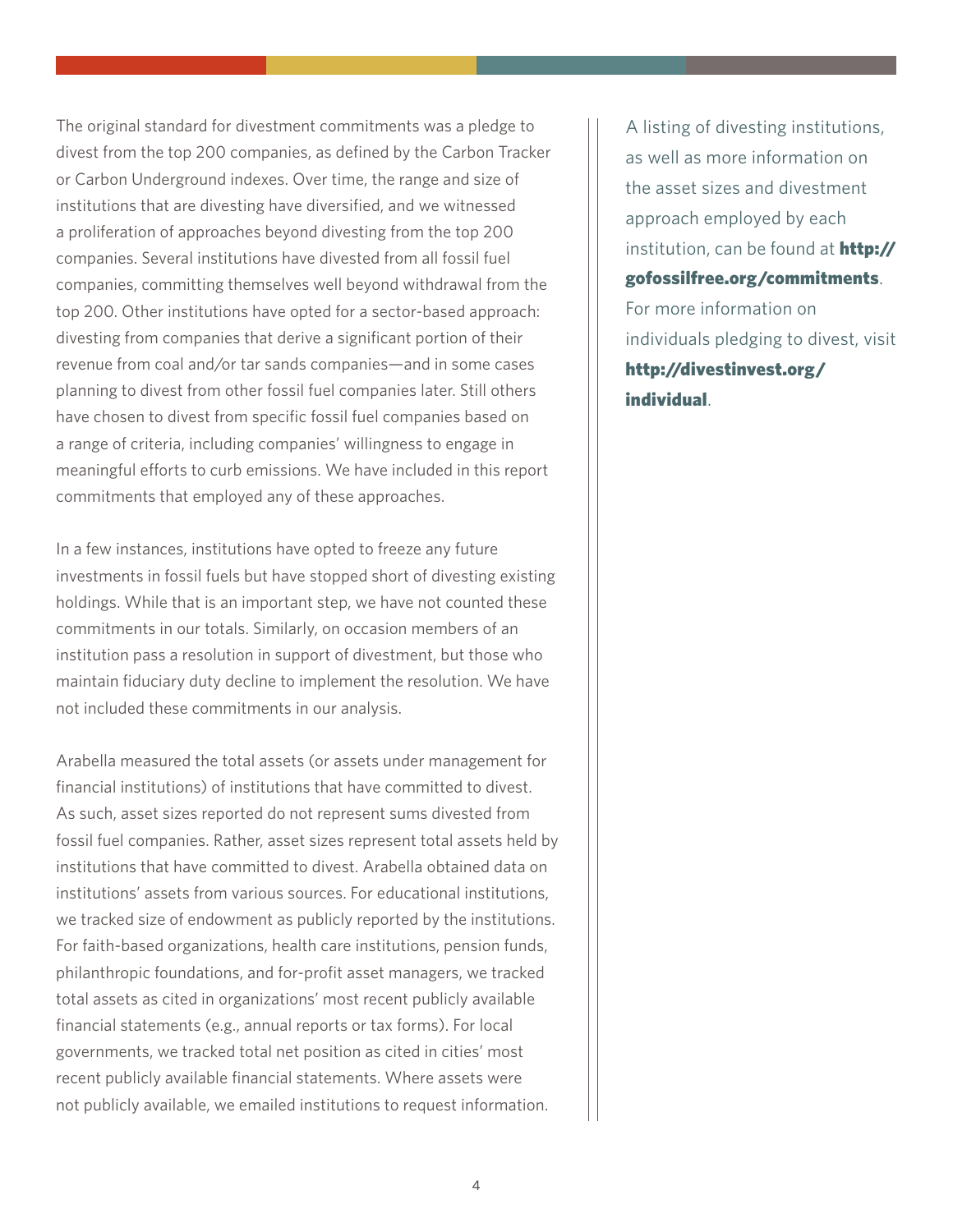The original standard for divestment commitments was a pledge to divest from the top 200 companies, as defined by the Carbon Tracker or Carbon Underground indexes. Over time, the range and size of institutions that are divesting have diversified, and we witnessed a proliferation of approaches beyond divesting from the top 200 companies. Several institutions have divested from all fossil fuel companies, committing themselves well beyond withdrawal from the top 200. Other institutions have opted for a sector-based approach: divesting from companies that derive a significant portion of their revenue from coal and/or tar sands companies—and in some cases planning to divest from other fossil fuel companies later. Still others have chosen to divest from specific fossil fuel companies based on a range of criteria, including companies' willingness to engage in meaningful efforts to curb emissions. We have included in this report commitments that employed any of these approaches.

In a few instances, institutions have opted to freeze any future investments in fossil fuels but have stopped short of divesting existing holdings. While that is an important step, we have not counted these commitments in our totals. Similarly, on occasion members of an institution pass a resolution in support of divestment, but those who maintain fiduciary duty decline to implement the resolution. We have not included these commitments in our analysis.

Arabella measured the total assets (or assets under management for financial institutions) of institutions that have committed to divest. As such, asset sizes reported do not represent sums divested from fossil fuel companies. Rather, asset sizes represent total assets held by institutions that have committed to divest. Arabella obtained data on institutions' assets from various sources. For educational institutions, we tracked size of endowment as publicly reported by the institutions. For faith-based organizations, health care institutions, pension funds, philanthropic foundations, and for-profit asset managers, we tracked total assets as cited in organizations' most recent publicly available financial statements (e.g., annual reports or tax forms). For local governments, we tracked total net position as cited in cities' most recent publicly available financial statements. Where assets were not publicly available, we emailed institutions to request information.

A listing of divesting institutions, as well as more information on the asset sizes and divestment approach employed by each institution, can be found at **http://gofossilfree.org/commitments**. For more information on individuals pledging to divest, visit **http://divestinvest.org/individual**.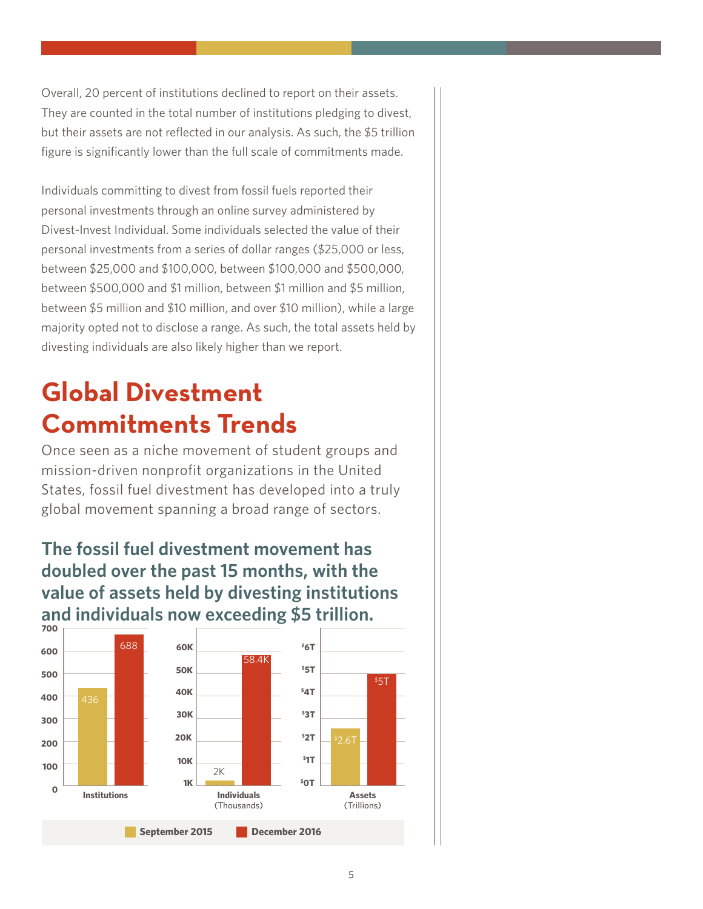Overall, 20 percent of institutions declined to report on their assets. They are counted in the total number of institutions pledging to divest, but their assets are not reflected in our analysis. As such, the $5 trillion figure is significantly lower than the full scale of commitments made.

Individuals committing to divest from fossil fuels reported their personal investments through an online survey administered by Divest-Invest Individual. Some individuals selected the value of their personal investments from a series of dollar ranges ($25,000 or less, between $25,000 and $100,000, between $100,000 and $500,000, between $500,000 and $1 million, between $1 million and $5 million, between $5 million and $10 million, and over $10 million), while a large majority opted not to disclose a range. As such, the total assets held by divesting individuals are also likely higher than we report.

# Global Divestment Commitments Trends

Once seen as a niche movement of student groups and mission-driven nonprofit organizations in the United States, fossil fuel divestment has developed into a truly global movement spanning a broad range of sectors.

### The fossil fuel divestment movement has doubled over the past 15 months, with the value of assets held by divesting institutions and individuals now exceeding $5 trillion.

| | September 2015 | December 2016 |
|---|---|---|
| Institutions | 436 | 688 |
| Individuals (Thousands) | 2K | 58.4K |
| Assets (Trillions) | $2.6T | $5T |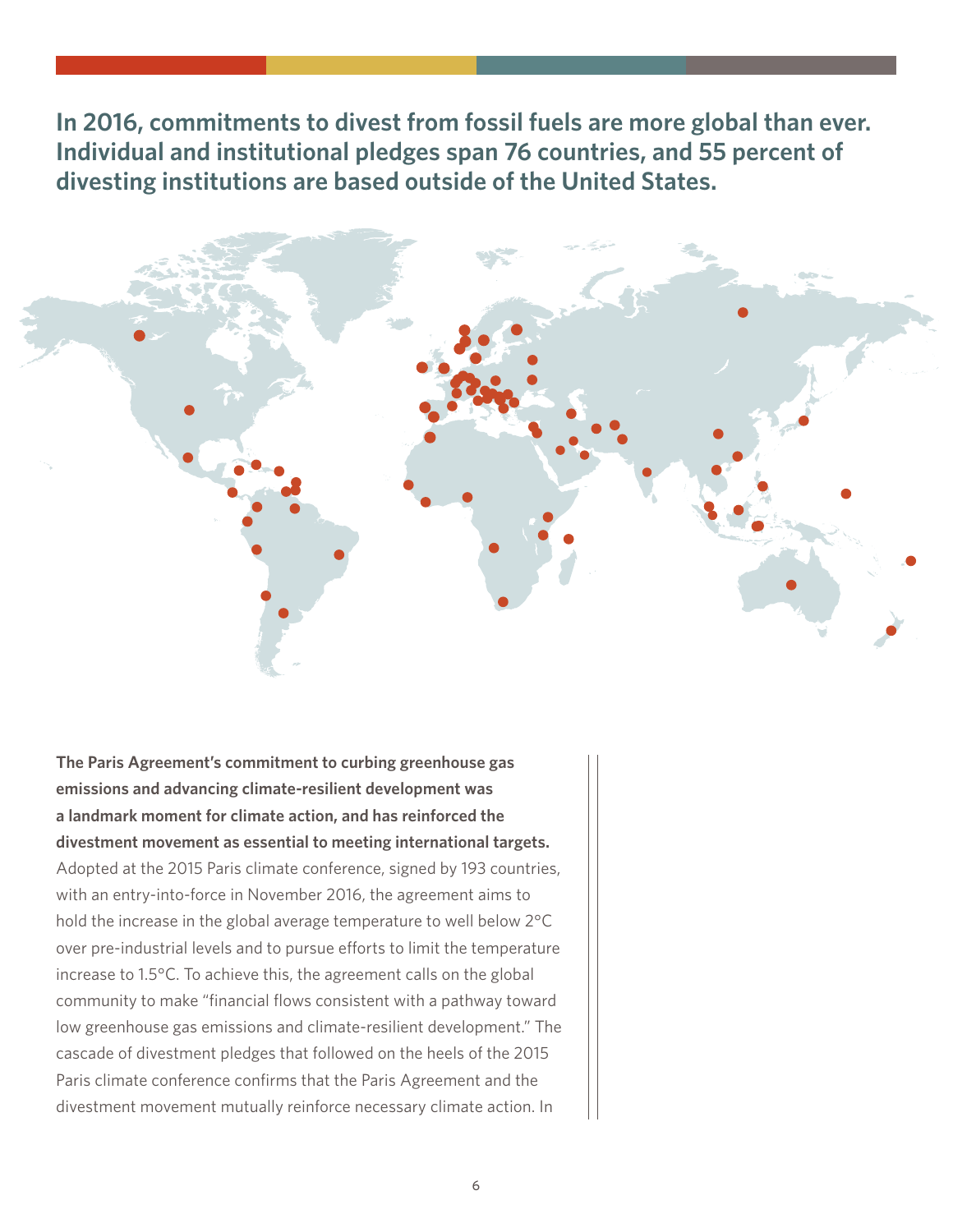## In 2016, commitments to divest from fossil fuels are more global than ever. Individual and institutional pledges span 76 countries, and 55 percent of divesting institutions are based outside of the United States.

**The Paris Agreement's commitment to curbing greenhouse gas emissions and advancing climate-resilient development was a landmark moment for climate action, and has reinforced the divestment movement as essential to meeting international targets.** Adopted at the 2015 Paris climate conference, signed by 193 countries, with an entry-into-force in November 2016, the agreement aims to hold the increase in the global average temperature to well below 2°C over pre-industrial levels and to pursue efforts to limit the temperature increase to 1.5°C. To achieve this, the agreement calls on the global community to make "financial flows consistent with a pathway toward low greenhouse gas emissions and climate-resilient development." The cascade of divestment pledges that followed on the heels of the 2015 Paris climate conference confirms that the Paris Agreement and the divestment movement mutually reinforce necessary climate action. In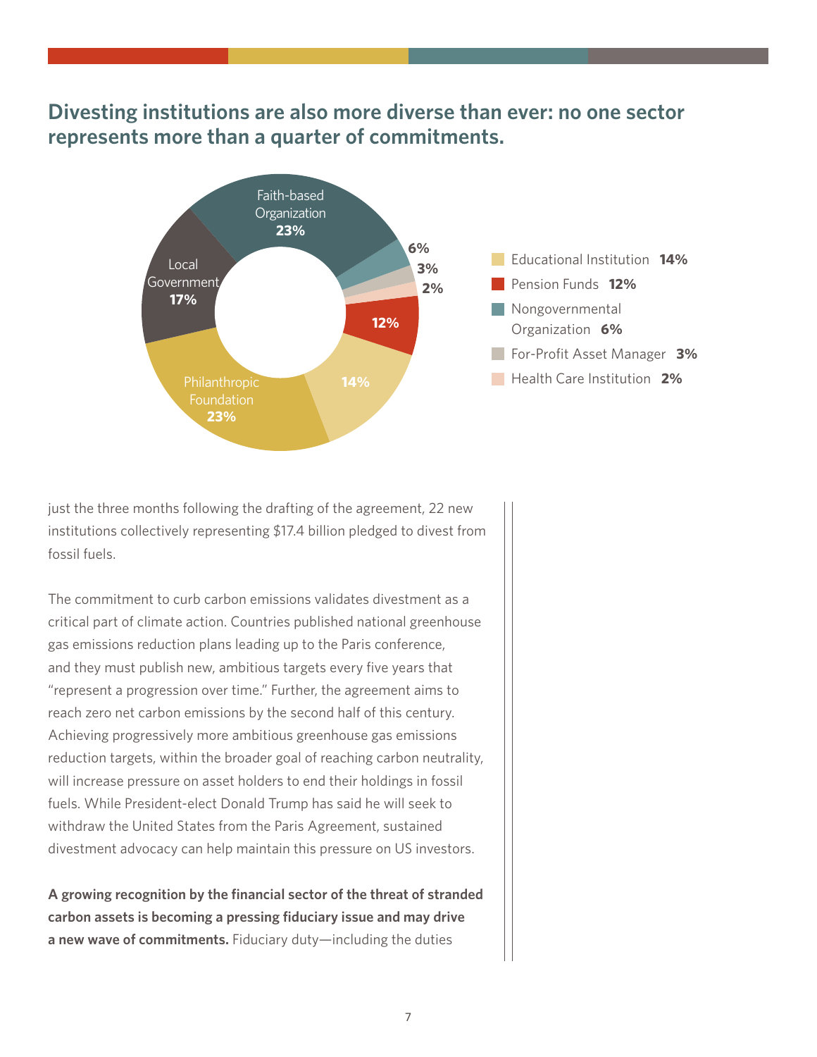## Divesting institutions are also more diverse than ever: no one sector represents more than a quarter of commitments.

| Sector | Share |
|---|---|
| Faith-based Organization | 23% |
| Philanthropic Foundation | 23% |
| Local Government | 17% |
| Educational Institution | 14% |
| Pension Funds | 12% |
| Nongovernmental Organization | 6% |
| For-Profit Asset Manager | 3% |
| Health Care Institution | 2% |

just the three months following the drafting of the agreement, 22 new institutions collectively representing $17.4 billion pledged to divest from fossil fuels.

The commitment to curb carbon emissions validates divestment as a critical part of climate action. Countries published national greenhouse gas emissions reduction plans leading up to the Paris conference, and they must publish new, ambitious targets every five years that "represent a progression over time." Further, the agreement aims to reach zero net carbon emissions by the second half of this century. Achieving progressively more ambitious greenhouse gas emissions reduction targets, within the broader goal of reaching carbon neutrality, will increase pressure on asset holders to end their holdings in fossil fuels. While President-elect Donald Trump has said he will seek to withdraw the United States from the Paris Agreement, sustained divestment advocacy can help maintain this pressure on US investors.

**A growing recognition by the financial sector of the threat of stranded carbon assets is becoming a pressing fiduciary issue and may drive a new wave of commitments.** Fiduciary duty—including the duties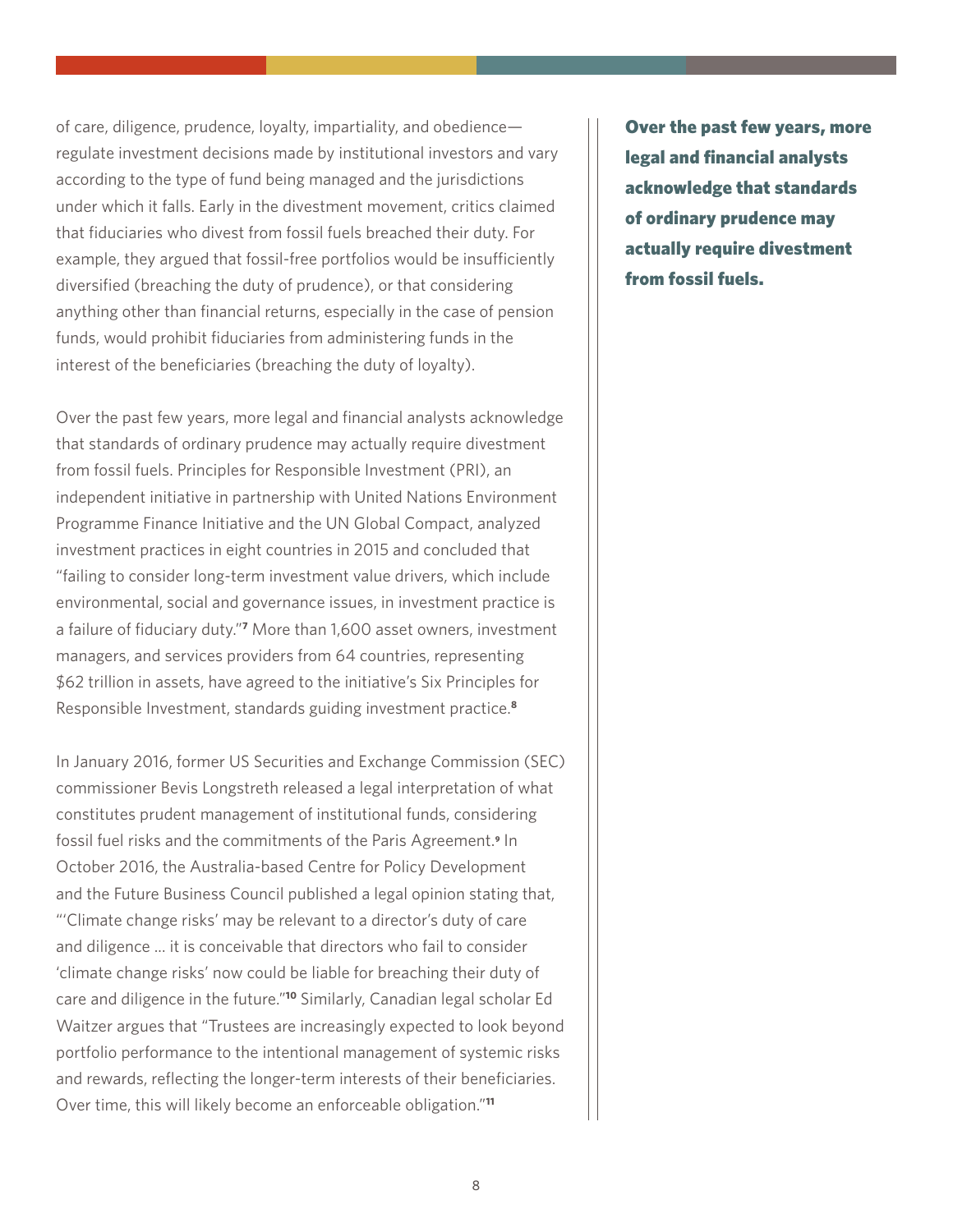of care, diligence, prudence, loyalty, impartiality, and obedience—regulate investment decisions made by institutional investors and vary according to the type of fund being managed and the jurisdictions under which it falls. Early in the divestment movement, critics claimed that fiduciaries who divest from fossil fuels breached their duty. For example, they argued that fossil-free portfolios would be insufficiently diversified (breaching the duty of prudence), or that considering anything other than financial returns, especially in the case of pension funds, would prohibit fiduciaries from administering funds in the interest of the beneficiaries (breaching the duty of loyalty).

**Over the past few years, more legal and financial analysts acknowledge that standards of ordinary prudence may actually require divestment from fossil fuels.**

Over the past few years, more legal and financial analysts acknowledge that standards of ordinary prudence may actually require divestment from fossil fuels. Principles for Responsible Investment (PRI), an independent initiative in partnership with United Nations Environment Programme Finance Initiative and the UN Global Compact, analyzed investment practices in eight countries in 2015 and concluded that "failing to consider long-term investment value drivers, which include environmental, social and governance issues, in investment practice is a failure of fiduciary duty."[7] More than 1,600 asset owners, investment managers, and services providers from 64 countries, representing $62 trillion in assets, have agreed to the initiative's Six Principles for Responsible Investment, standards guiding investment practice.[8]

In January 2016, former US Securities and Exchange Commission (SEC) commissioner Bevis Longstreth released a legal interpretation of what constitutes prudent management of institutional funds, considering fossil fuel risks and the commitments of the Paris Agreement.[9] In October 2016, the Australia-based Centre for Policy Development and the Future Business Council published a legal opinion stating that, "'Climate change risks' may be relevant to a director's duty of care and diligence … it is conceivable that directors who fail to consider 'climate change risks' now could be liable for breaching their duty of care and diligence in the future."[10] Similarly, Canadian legal scholar Ed Waitzer argues that "Trustees are increasingly expected to look beyond portfolio performance to the intentional management of systemic risks and rewards, reflecting the longer-term interests of their beneficiaries. Over time, this will likely become an enforceable obligation."[11]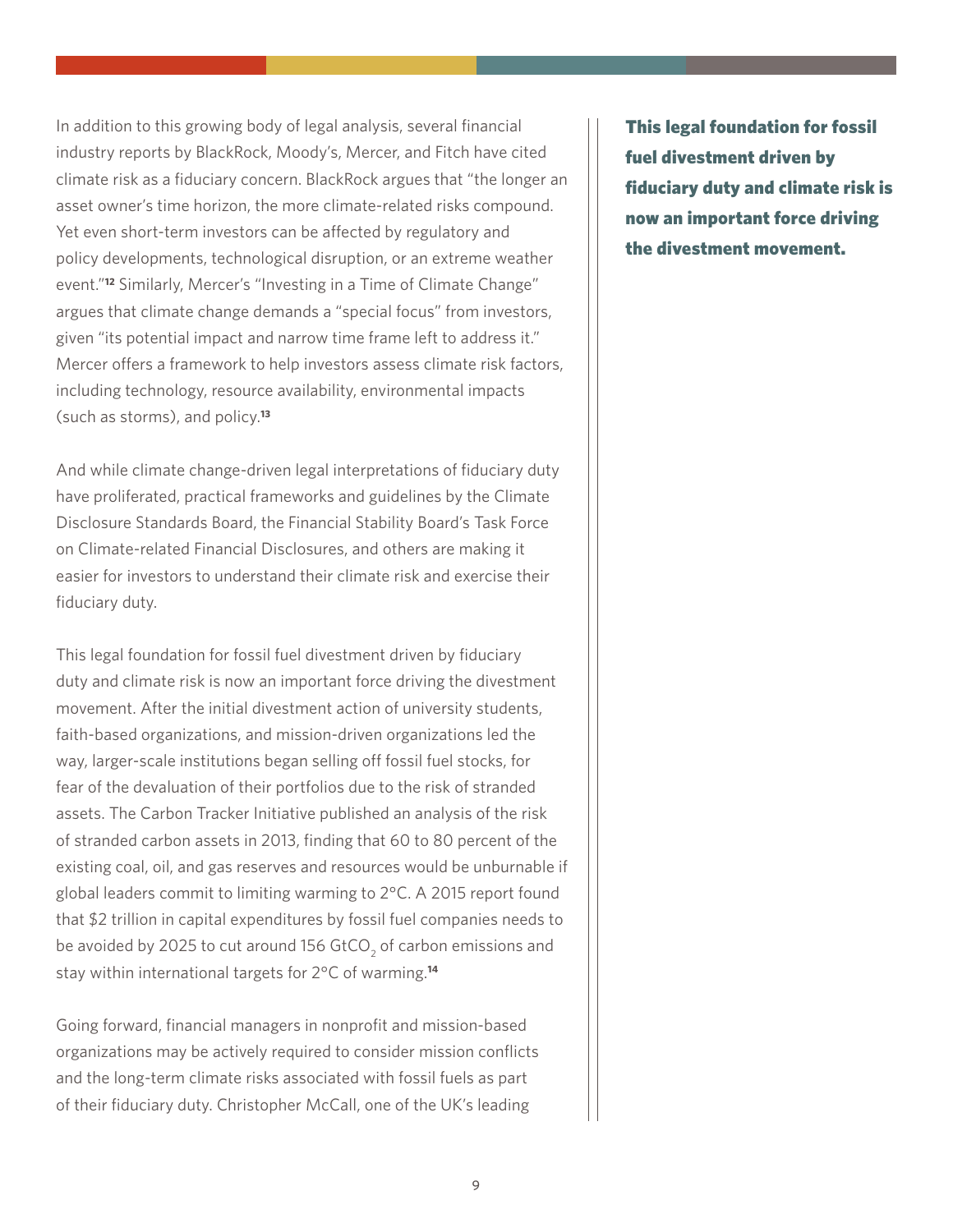In addition to this growing body of legal analysis, several financial industry reports by BlackRock, Moody's, Mercer, and Fitch have cited climate risk as a fiduciary concern. BlackRock argues that "the longer an asset owner's time horizon, the more climate-related risks compound. Yet even short-term investors can be affected by regulatory and policy developments, technological disruption, or an extreme weather event."[12] Similarly, Mercer's "Investing in a Time of Climate Change" argues that climate change demands a "special focus" from investors, given "its potential impact and narrow time frame left to address it." Mercer offers a framework to help investors assess climate risk factors, including technology, resource availability, environmental impacts (such as storms), and policy.[13]

And while climate change-driven legal interpretations of fiduciary duty have proliferated, practical frameworks and guidelines by the Climate Disclosure Standards Board, the Financial Stability Board's Task Force on Climate-related Financial Disclosures, and others are making it easier for investors to understand their climate risk and exercise their fiduciary duty.

This legal foundation for fossil fuel divestment driven by fiduciary duty and climate risk is now an important force driving the divestment movement. After the initial divestment action of university students, faith-based organizations, and mission-driven organizations led the way, larger-scale institutions began selling off fossil fuel stocks, for fear of the devaluation of their portfolios due to the risk of stranded assets. The Carbon Tracker Initiative published an analysis of the risk of stranded carbon assets in 2013, finding that 60 to 80 percent of the existing coal, oil, and gas reserves and resources would be unburnable if global leaders commit to limiting warming to 2°C. A 2015 report found that $2 trillion in capital expenditures by fossil fuel companies needs to be avoided by 2025 to cut around 156 $GtCO_2$ of carbon emissions and stay within international targets for 2°C of warming.[14]

**This legal foundation for fossil fuel divestment driven by fiduciary duty and climate risk is now an important force driving the divestment movement.**

Going forward, financial managers in nonprofit and mission-based organizations may be actively required to consider mission conflicts and the long-term climate risks associated with fossil fuels as part of their fiduciary duty. Christopher McCall, one of the UK's leading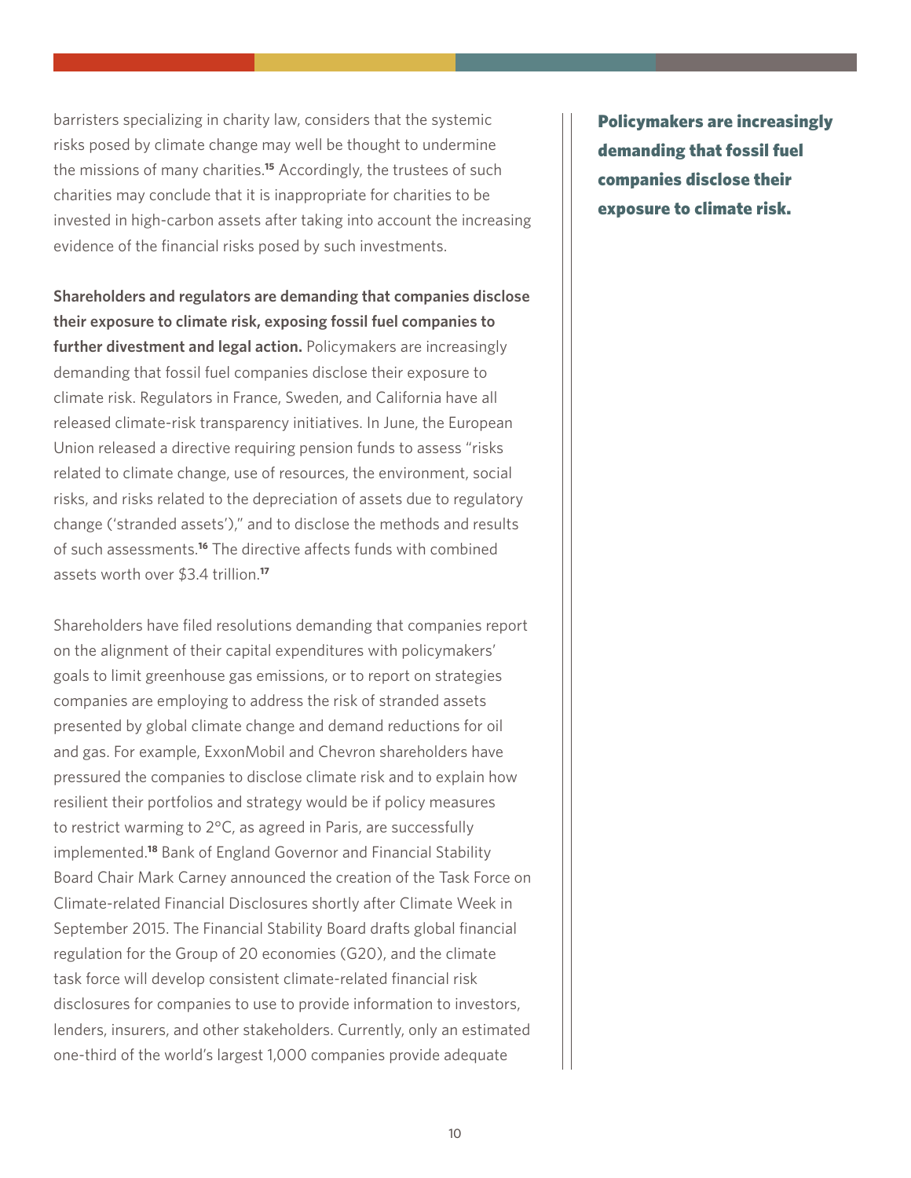barristers specializing in charity law, considers that the systemic risks posed by climate change may well be thought to undermine the missions of many charities.[15] Accordingly, the trustees of such charities may conclude that it is inappropriate for charities to be invested in high-carbon assets after taking into account the increasing evidence of the financial risks posed by such investments.

**Shareholders and regulators are demanding that companies disclose their exposure to climate risk, exposing fossil fuel companies to further divestment and legal action.** Policymakers are increasingly demanding that fossil fuel companies disclose their exposure to climate risk. Regulators in France, Sweden, and California have all released climate-risk transparency initiatives. In June, the European Union released a directive requiring pension funds to assess "risks related to climate change, use of resources, the environment, social risks, and risks related to the depreciation of assets due to regulatory change ('stranded assets')," and to disclose the methods and results of such assessments.[16] The directive affects funds with combined assets worth over $3.4 trillion.[17]

Shareholders have filed resolutions demanding that companies report on the alignment of their capital expenditures with policymakers' goals to limit greenhouse gas emissions, or to report on strategies companies are employing to address the risk of stranded assets presented by global climate change and demand reductions for oil and gas. For example, ExxonMobil and Chevron shareholders have pressured the companies to disclose climate risk and to explain how resilient their portfolios and strategy would be if policy measures to restrict warming to 2°C, as agreed in Paris, are successfully implemented.[18] Bank of England Governor and Financial Stability Board Chair Mark Carney announced the creation of the Task Force on Climate-related Financial Disclosures shortly after Climate Week in September 2015. The Financial Stability Board drafts global financial regulation for the Group of 20 economies (G20), and the climate task force will develop consistent climate-related financial risk disclosures for companies to use to provide information to investors, lenders, insurers, and other stakeholders. Currently, only an estimated one-third of the world's largest 1,000 companies provide adequate

**Policymakers are increasingly demanding that fossil fuel companies disclose their exposure to climate risk.**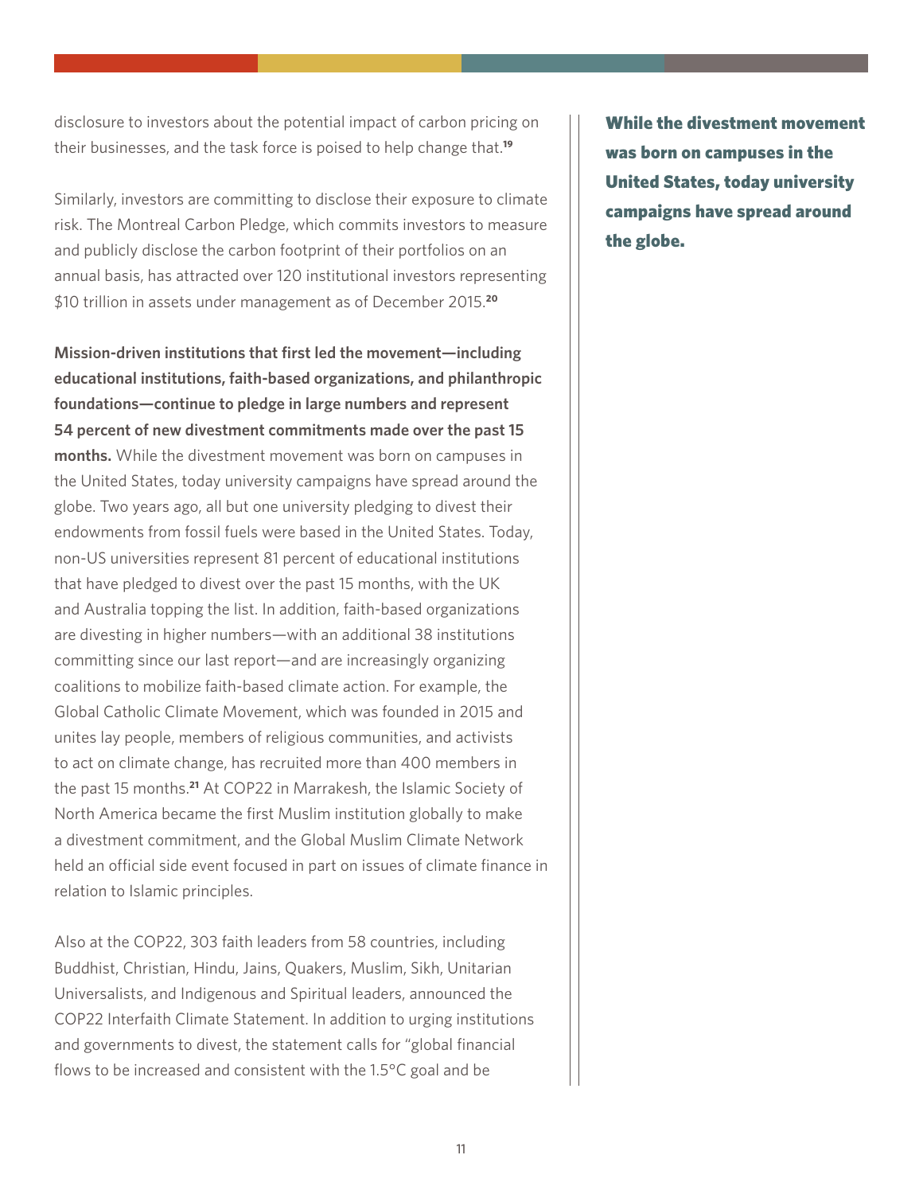disclosure to investors about the potential impact of carbon pricing on their businesses, and the task force is poised to help change that.[19]

Similarly, investors are committing to disclose their exposure to climate risk. The Montreal Carbon Pledge, which commits investors to measure and publicly disclose the carbon footprint of their portfolios on an annual basis, has attracted over 120 institutional investors representing $10 trillion in assets under management as of December 2015.[20]

**Mission-driven institutions that first led the movement—including educational institutions, faith-based organizations, and philanthropic foundations—continue to pledge in large numbers and represent 54 percent of new divestment commitments made over the past 15 months.** While the divestment movement was born on campuses in the United States, today university campaigns have spread around the globe. Two years ago, all but one university pledging to divest their endowments from fossil fuels were based in the United States. Today, non-US universities represent 81 percent of educational institutions that have pledged to divest over the past 15 months, with the UK and Australia topping the list. In addition, faith-based organizations are divesting in higher numbers—with an additional 38 institutions committing since our last report—and are increasingly organizing coalitions to mobilize faith-based climate action. For example, the Global Catholic Climate Movement, which was founded in 2015 and unites lay people, members of religious communities, and activists to act on climate change, has recruited more than 400 members in the past 15 months.[21] At COP22 in Marrakesh, the Islamic Society of North America became the first Muslim institution globally to make a divestment commitment, and the Global Muslim Climate Network held an official side event focused in part on issues of climate finance in relation to Islamic principles.

**While the divestment movement was born on campuses in the United States, today university campaigns have spread around the globe.**

Also at the COP22, 303 faith leaders from 58 countries, including Buddhist, Christian, Hindu, Jains, Quakers, Muslim, Sikh, Unitarian Universalists, and Indigenous and Spiritual leaders, announced the COP22 Interfaith Climate Statement. In addition to urging institutions and governments to divest, the statement calls for "global financial flows to be increased and consistent with the 1.5°C goal and be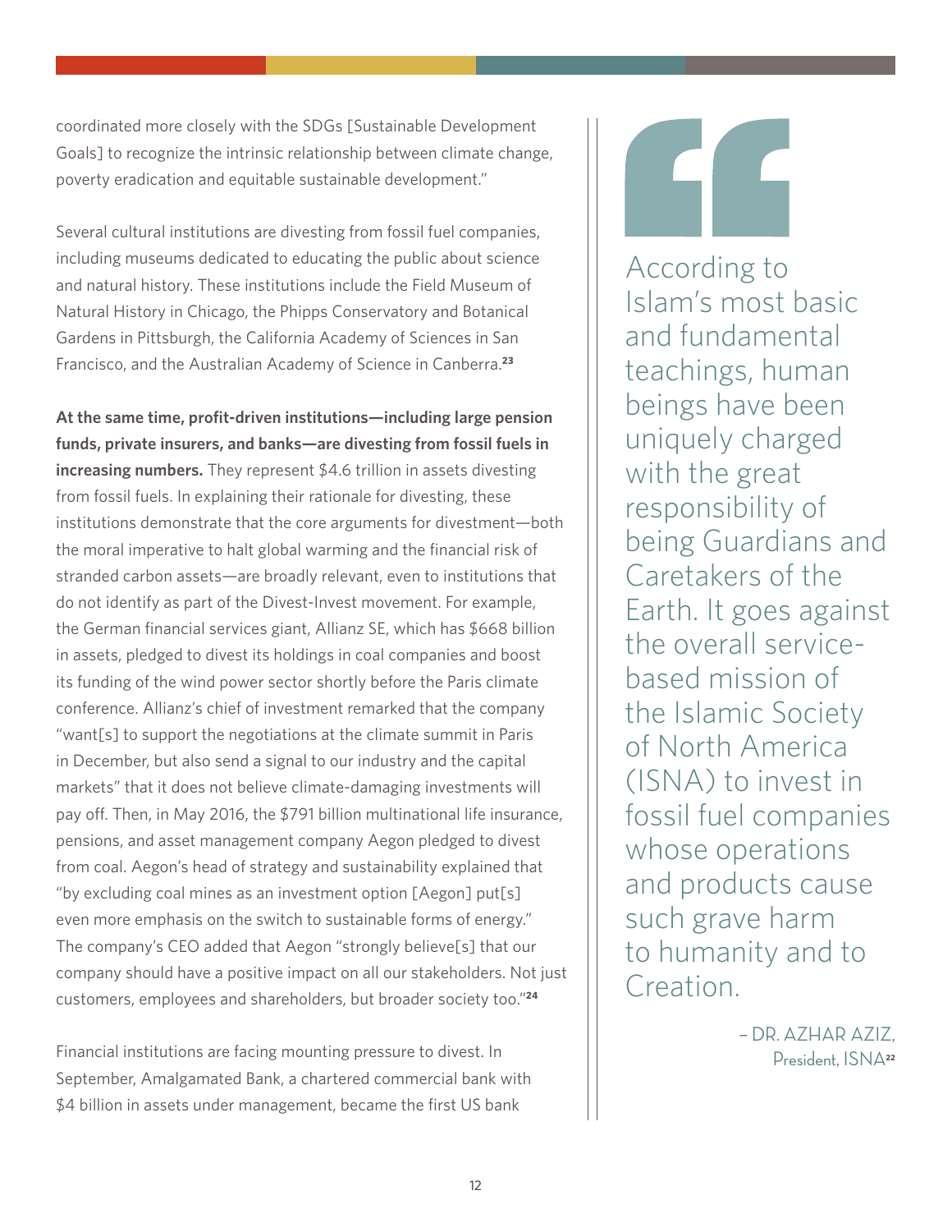coordinated more closely with the SDGs [Sustainable Development Goals] to recognize the intrinsic relationship between climate change, poverty eradication and equitable sustainable development."

Several cultural institutions are divesting from fossil fuel companies, including museums dedicated to educating the public about science and natural history. These institutions include the Field Museum of Natural History in Chicago, the Phipps Conservatory and Botanical Gardens in Pittsburgh, the California Academy of Sciences in San Francisco, and the Australian Academy of Science in Canberra.[23]

**At the same time, profit-driven institutions—including large pension funds, private insurers, and banks—are divesting from fossil fuels in increasing numbers.** They represent $4.6 trillion in assets divesting from fossil fuels. In explaining their rationale for divesting, these institutions demonstrate that the core arguments for divestment—both the moral imperative to halt global warming and the financial risk of stranded carbon assets—are broadly relevant, even to institutions that do not identify as part of the Divest-Invest movement. For example, the German financial services giant, Allianz SE, which has $668 billion in assets, pledged to divest its holdings in coal companies and boost its funding of the wind power sector shortly before the Paris climate conference. Allianz's chief of investment remarked that the company "want[s] to support the negotiations at the climate summit in Paris in December, but also send a signal to our industry and the capital markets" that it does not believe climate-damaging investments will pay off. Then, in May 2016, the $791 billion multinational life insurance, pensions, and asset management company Aegon pledged to divest from coal. Aegon's head of strategy and sustainability explained that "by excluding coal mines as an investment option [Aegon] put[s] even more emphasis on the switch to sustainable forms of energy." The company's CEO added that Aegon "strongly believe[s] that our company should have a positive impact on all our stakeholders. Not just customers, employees and shareholders, but broader society too."[24]

Financial institutions are facing mounting pressure to divest. In September, Amalgamated Bank, a chartered commercial bank with $4 billion in assets under management, became the first US bank

> According to Islam's most basic and fundamental teachings, human beings have been uniquely charged with the great responsibility of being Guardians and Caretakers of the Earth. It goes against the overall service-based mission of the Islamic Society of North America (ISNA) to invest in fossil fuel companies whose operations and products cause such grave harm to humanity and to Creation.
>
> – DR. AZHAR AZIZ, President, ISNA[22]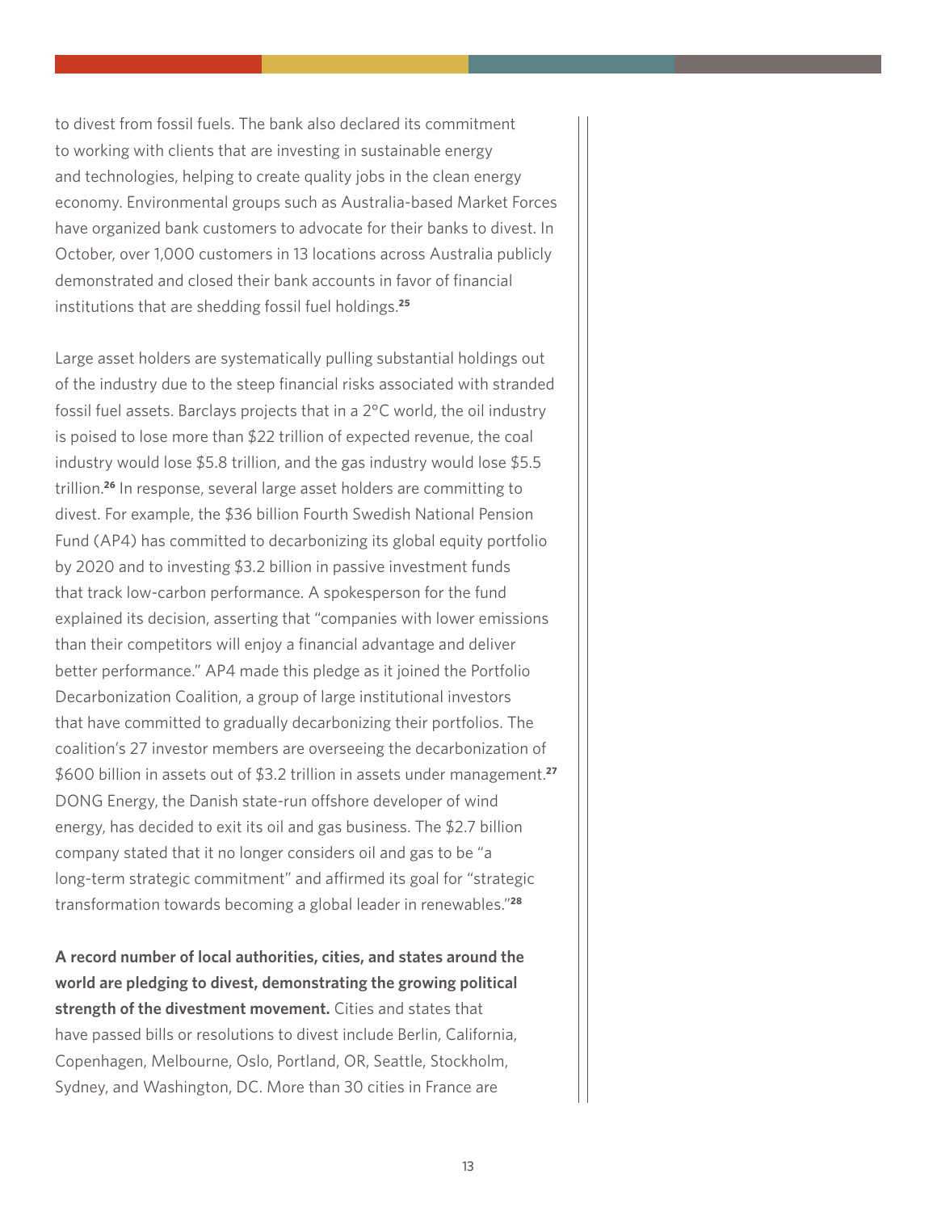to divest from fossil fuels. The bank also declared its commitment to working with clients that are investing in sustainable energy and technologies, helping to create quality jobs in the clean energy economy. Environmental groups such as Australia-based Market Forces have organized bank customers to advocate for their banks to divest. In October, over 1,000 customers in 13 locations across Australia publicly demonstrated and closed their bank accounts in favor of financial institutions that are shedding fossil fuel holdings.[25]

Large asset holders are systematically pulling substantial holdings out of the industry due to the steep financial risks associated with stranded fossil fuel assets. Barclays projects that in a 2°C world, the oil industry is poised to lose more than $22 trillion of expected revenue, the coal industry would lose $5.8 trillion, and the gas industry would lose $5.5 trillion.[26] In response, several large asset holders are committing to divest. For example, the $36 billion Fourth Swedish National Pension Fund (AP4) has committed to decarbonizing its global equity portfolio by 2020 and to investing $3.2 billion in passive investment funds that track low-carbon performance. A spokesperson for the fund explained its decision, asserting that "companies with lower emissions than their competitors will enjoy a financial advantage and deliver better performance." AP4 made this pledge as it joined the Portfolio Decarbonization Coalition, a group of large institutional investors that have committed to gradually decarbonizing their portfolios. The coalition's 27 investor members are overseeing the decarbonization of $600 billion in assets out of $3.2 trillion in assets under management.[27] DONG Energy, the Danish state-run offshore developer of wind energy, has decided to exit its oil and gas business. The $2.7 billion company stated that it no longer considers oil and gas to be "a long-term strategic commitment" and affirmed its goal for "strategic transformation towards becoming a global leader in renewables."[28]

**A record number of local authorities, cities, and states around the world are pledging to divest, demonstrating the growing political strength of the divestment movement.** Cities and states that have passed bills or resolutions to divest include Berlin, California, Copenhagen, Melbourne, Oslo, Portland, OR, Seattle, Stockholm, Sydney, and Washington, DC. More than 30 cities in France are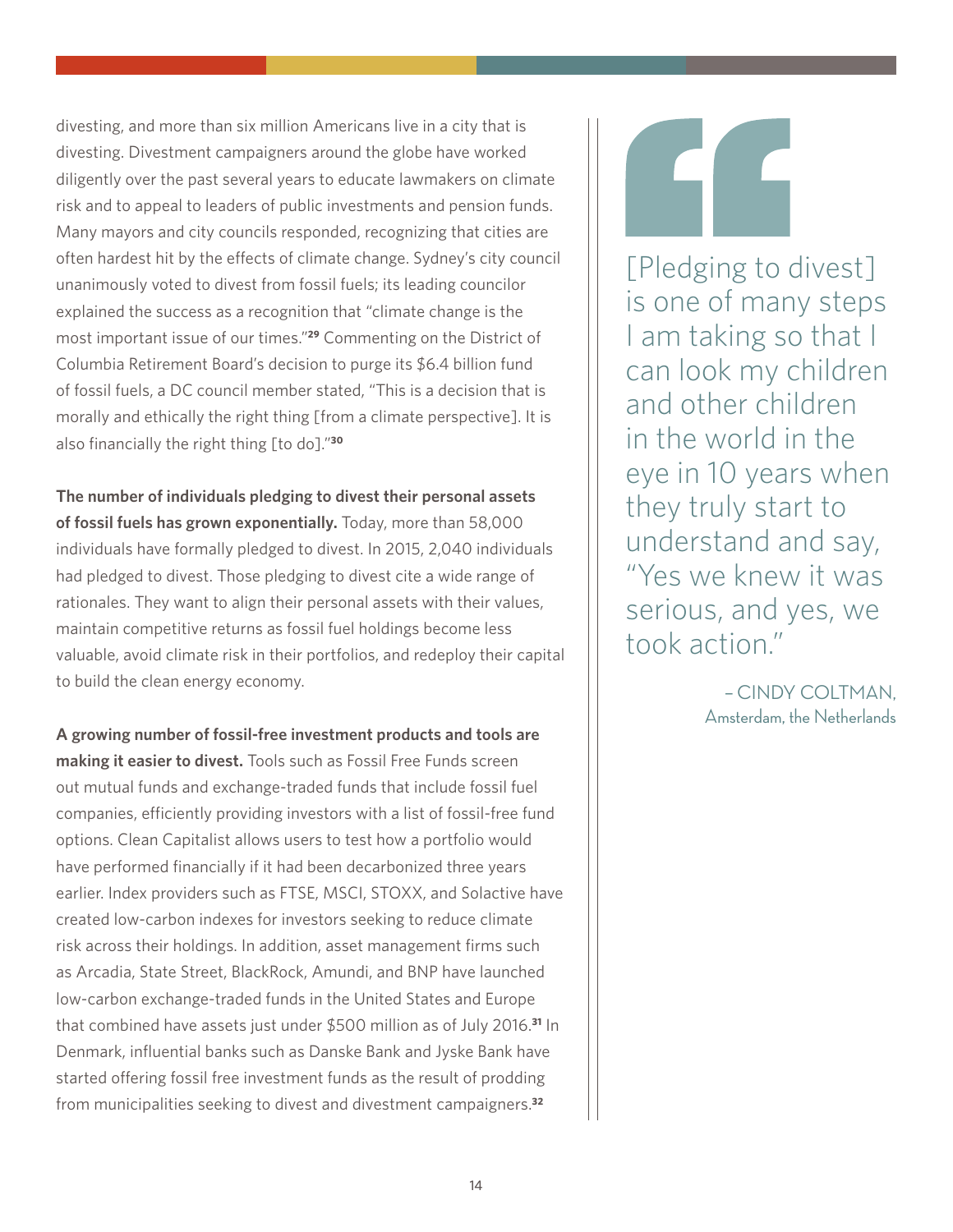divesting, and more than six million Americans live in a city that is divesting. Divestment campaigners around the globe have worked diligently over the past several years to educate lawmakers on climate risk and to appeal to leaders of public investments and pension funds. Many mayors and city councils responded, recognizing that cities are often hardest hit by the effects of climate change. Sydney's city council unanimously voted to divest from fossil fuels; its leading councilor explained the success as a recognition that "climate change is the most important issue of our times."[29] Commenting on the District of Columbia Retirement Board's decision to purge its $6.4 billion fund of fossil fuels, a DC council member stated, "This is a decision that is morally and ethically the right thing [from a climate perspective]. It is also financially the right thing [to do]."[30]

**The number of individuals pledging to divest their personal assets of fossil fuels has grown exponentially.** Today, more than 58,000 individuals have formally pledged to divest. In 2015, 2,040 individuals had pledged to divest. Those pledging to divest cite a wide range of rationales. They want to align their personal assets with their values, maintain competitive returns as fossil fuel holdings become less valuable, avoid climate risk in their portfolios, and redeploy their capital to build the clean energy economy.

**A growing number of fossil-free investment products and tools are making it easier to divest.** Tools such as Fossil Free Funds screen out mutual funds and exchange-traded funds that include fossil fuel companies, efficiently providing investors with a list of fossil-free fund options. Clean Capitalist allows users to test how a portfolio would have performed financially if it had been decarbonized three years earlier. Index providers such as FTSE, MSCI, STOXX, and Solactive have created low-carbon indexes for investors seeking to reduce climate risk across their holdings. In addition, asset management firms such as Arcadia, State Street, BlackRock, Amundi, and BNP have launched low-carbon exchange-traded funds in the United States and Europe that combined have assets just under $500 million as of July 2016.[31] In Denmark, influential banks such as Danske Bank and Jyske Bank have started offering fossil free investment funds as the result of prodding from municipalities seeking to divest and divestment campaigners.[32]

> [Pledging to divest] is one of many steps I am taking so that I can look my children and other children in the world in the eye in 10 years when they truly start to understand and say, "Yes we knew it was serious, and yes, we took action."
>
> – CINDY COLTMAN, Amsterdam, the Netherlands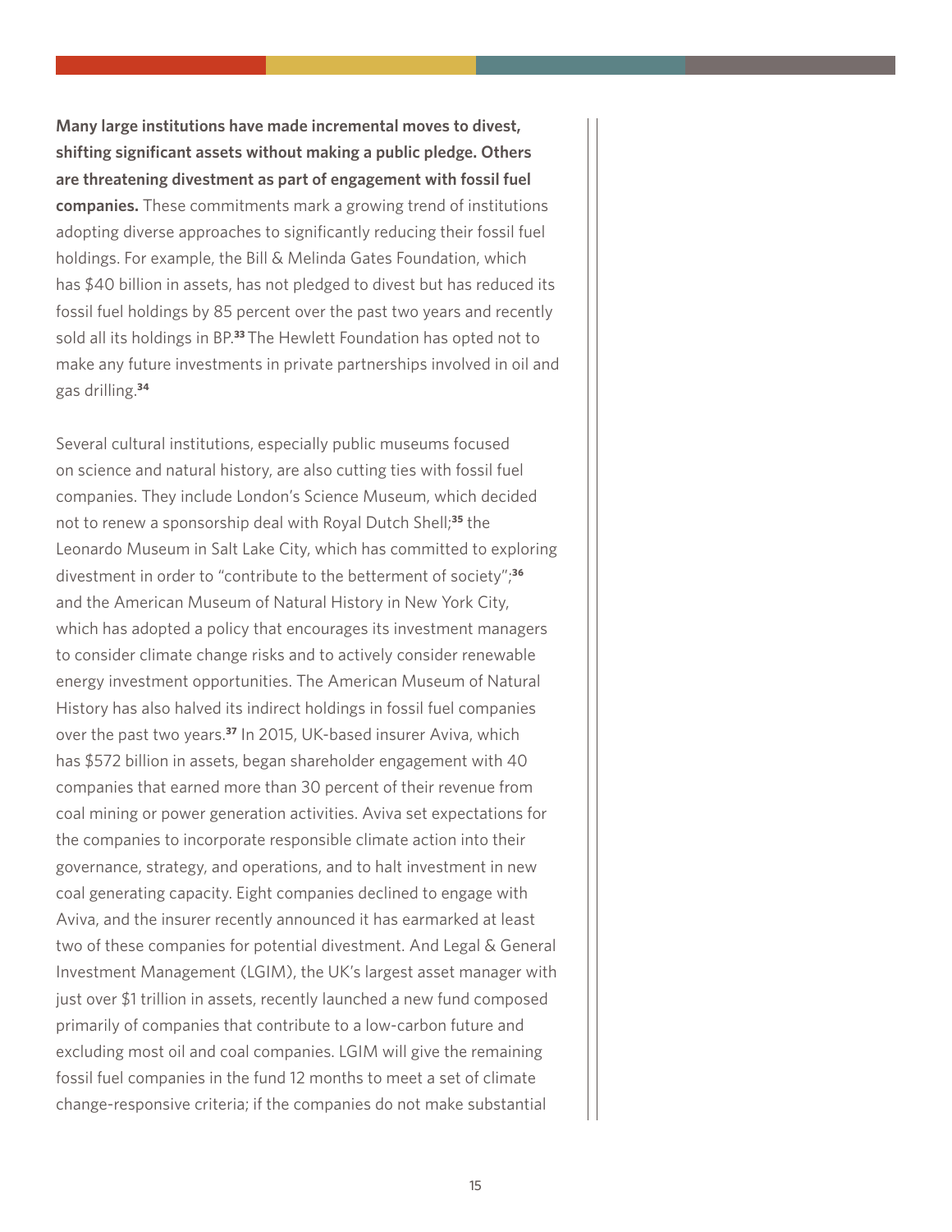**Many large institutions have made incremental moves to divest, shifting significant assets without making a public pledge. Others are threatening divestment as part of engagement with fossil fuel companies.** These commitments mark a growing trend of institutions adopting diverse approaches to significantly reducing their fossil fuel holdings. For example, the Bill & Melinda Gates Foundation, which has $40 billion in assets, has not pledged to divest but has reduced its fossil fuel holdings by 85 percent over the past two years and recently sold all its holdings in BP.[33] The Hewlett Foundation has opted not to make any future investments in private partnerships involved in oil and gas drilling.[34]

Several cultural institutions, especially public museums focused on science and natural history, are also cutting ties with fossil fuel companies. They include London's Science Museum, which decided not to renew a sponsorship deal with Royal Dutch Shell;[35] the Leonardo Museum in Salt Lake City, which has committed to exploring divestment in order to "contribute to the betterment of society";[36] and the American Museum of Natural History in New York City, which has adopted a policy that encourages its investment managers to consider climate change risks and to actively consider renewable energy investment opportunities. The American Museum of Natural History has also halved its indirect holdings in fossil fuel companies over the past two years.[37] In 2015, UK-based insurer Aviva, which has $572 billion in assets, began shareholder engagement with 40 companies that earned more than 30 percent of their revenue from coal mining or power generation activities. Aviva set expectations for the companies to incorporate responsible climate action into their governance, strategy, and operations, and to halt investment in new coal generating capacity. Eight companies declined to engage with Aviva, and the insurer recently announced it has earmarked at least two of these companies for potential divestment. And Legal & General Investment Management (LGIM), the UK's largest asset manager with just over $1 trillion in assets, recently launched a new fund composed primarily of companies that contribute to a low-carbon future and excluding most oil and coal companies. LGIM will give the remaining fossil fuel companies in the fund 12 months to meet a set of climate change-responsive criteria; if the companies do not make substantial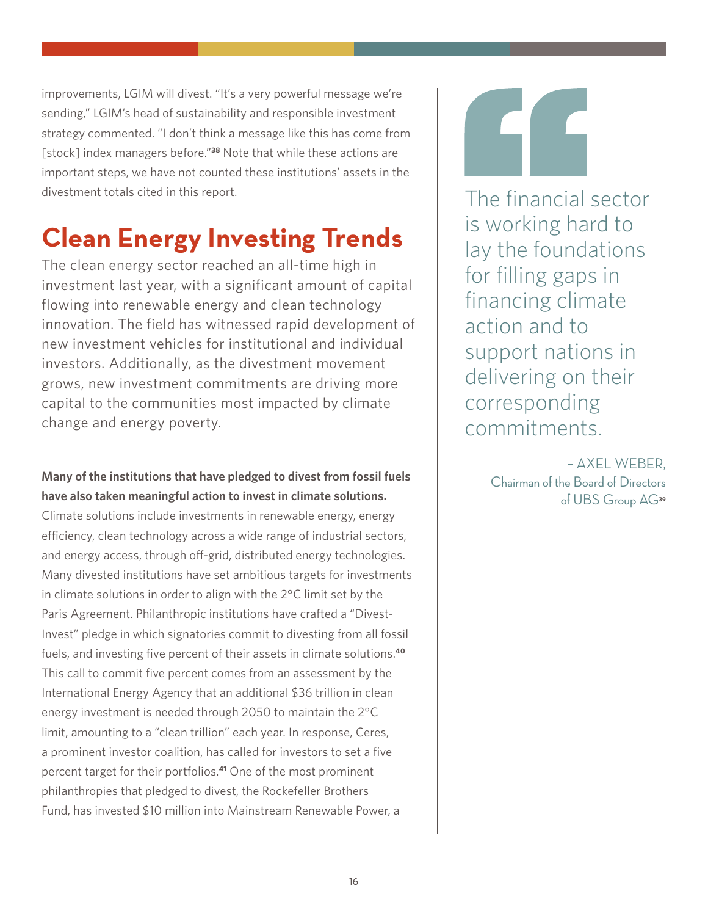improvements, LGIM will divest. "It's a very powerful message we're sending," LGIM's head of sustainability and responsible investment strategy commented. "I don't think a message like this has come from [stock] index managers before."[38] Note that while these actions are important steps, we have not counted these institutions' assets in the divestment totals cited in this report.

## Clean Energy Investing Trends

The clean energy sector reached an all-time high in investment last year, with a significant amount of capital flowing into renewable energy and clean technology innovation. The field has witnessed rapid development of new investment vehicles for institutional and individual investors. Additionally, as the divestment movement grows, new investment commitments are driving more capital to the communities most impacted by climate change and energy poverty.

**Many of the institutions that have pledged to divest from fossil fuels have also taken meaningful action to invest in climate solutions.** Climate solutions include investments in renewable energy, energy efficiency, clean technology across a wide range of industrial sectors, and energy access, through off-grid, distributed energy technologies. Many divested institutions have set ambitious targets for investments in climate solutions in order to align with the 2°C limit set by the Paris Agreement. Philanthropic institutions have crafted a "Divest-Invest" pledge in which signatories commit to divesting from all fossil fuels, and investing five percent of their assets in climate solutions.[40] This call to commit five percent comes from an assessment by the International Energy Agency that an additional $36 trillion in clean energy investment is needed through 2050 to maintain the 2°C limit, amounting to a "clean trillion" each year. In response, Ceres, a prominent investor coalition, has called for investors to set a five percent target for their portfolios.[41] One of the most prominent philanthropies that pledged to divest, the Rockefeller Brothers Fund, has invested $10 million into Mainstream Renewable Power, a

> The financial sector is working hard to lay the foundations for filling gaps in financing climate action and to support nations in delivering on their corresponding commitments.
>
> – AXEL WEBER, Chairman of the Board of Directors of UBS Group AG[39]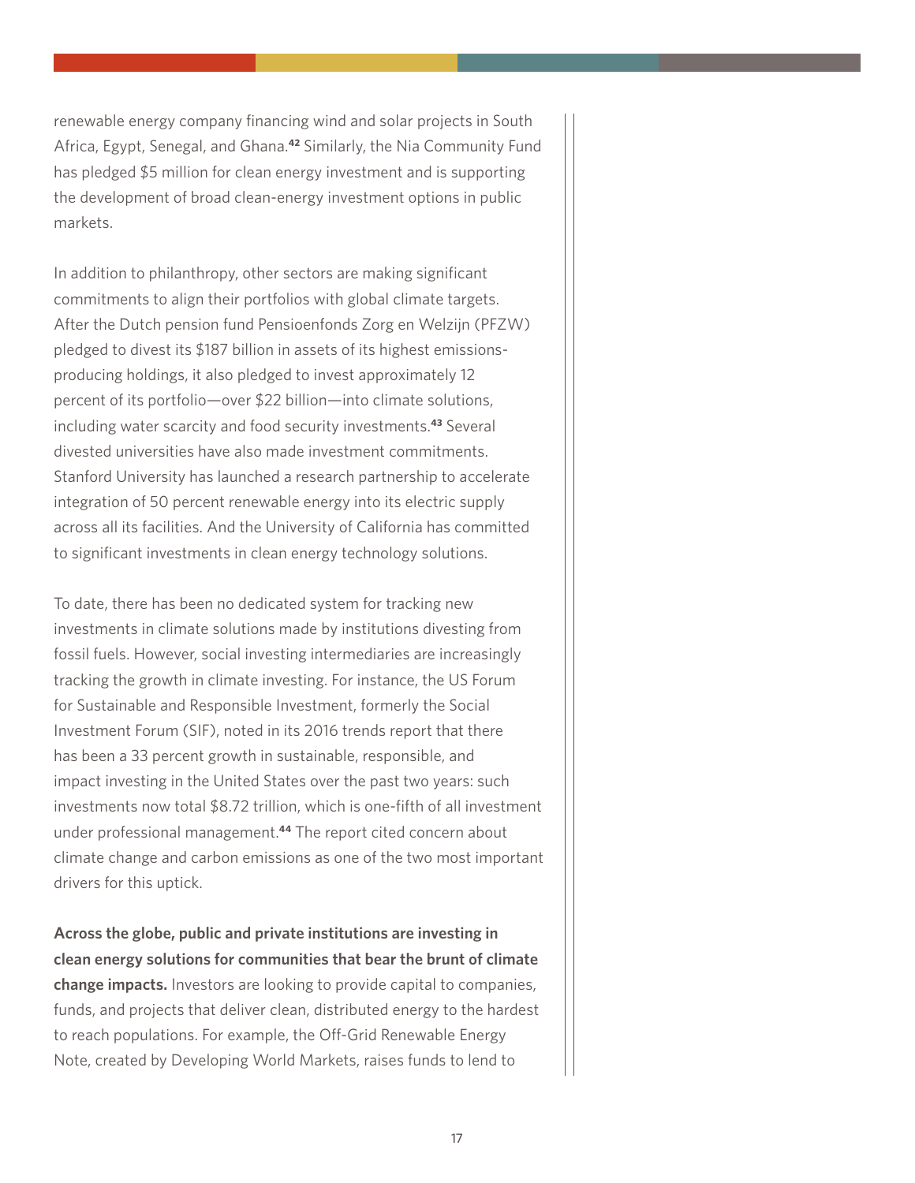renewable energy company financing wind and solar projects in South Africa, Egypt, Senegal, and Ghana.[42] Similarly, the Nia Community Fund has pledged $5 million for clean energy investment and is supporting the development of broad clean-energy investment options in public markets.

In addition to philanthropy, other sectors are making significant commitments to align their portfolios with global climate targets. After the Dutch pension fund Pensioenfonds Zorg en Welzijn (PFZW) pledged to divest its $187 billion in assets of its highest emissions-producing holdings, it also pledged to invest approximately 12 percent of its portfolio—over $22 billion—into climate solutions, including water scarcity and food security investments.[43] Several divested universities have also made investment commitments. Stanford University has launched a research partnership to accelerate integration of 50 percent renewable energy into its electric supply across all its facilities. And the University of California has committed to significant investments in clean energy technology solutions.

To date, there has been no dedicated system for tracking new investments in climate solutions made by institutions divesting from fossil fuels. However, social investing intermediaries are increasingly tracking the growth in climate investing. For instance, the US Forum for Sustainable and Responsible Investment, formerly the Social Investment Forum (SIF), noted in its 2016 trends report that there has been a 33 percent growth in sustainable, responsible, and impact investing in the United States over the past two years: such investments now total $8.72 trillion, which is one-fifth of all investment under professional management.[44] The report cited concern about climate change and carbon emissions as one of the two most important drivers for this uptick.

**Across the globe, public and private institutions are investing in clean energy solutions for communities that bear the brunt of climate change impacts.** Investors are looking to provide capital to companies, funds, and projects that deliver clean, distributed energy to the hardest to reach populations. For example, the Off-Grid Renewable Energy Note, created by Developing World Markets, raises funds to lend to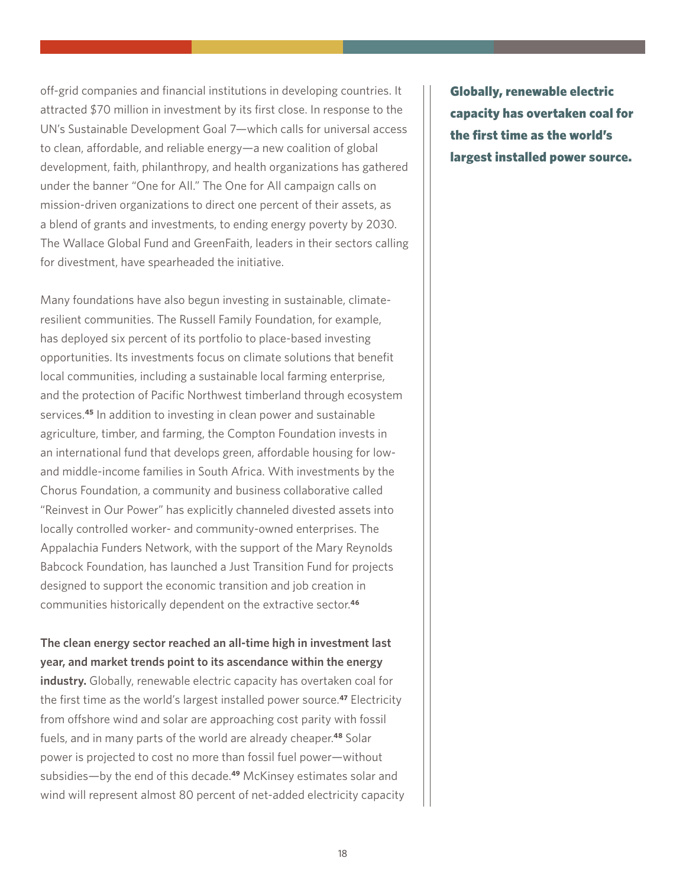off-grid companies and financial institutions in developing countries. It attracted $70 million in investment by its first close. In response to the UN's Sustainable Development Goal 7—which calls for universal access to clean, affordable, and reliable energy—a new coalition of global development, faith, philanthropy, and health organizations has gathered under the banner "One for All." The One for All campaign calls on mission-driven organizations to direct one percent of their assets, as a blend of grants and investments, to ending energy poverty by 2030. The Wallace Global Fund and GreenFaith, leaders in their sectors calling for divestment, have spearheaded the initiative.

Many foundations have also begun investing in sustainable, climate-resilient communities. The Russell Family Foundation, for example, has deployed six percent of its portfolio to place-based investing opportunities. Its investments focus on climate solutions that benefit local communities, including a sustainable local farming enterprise, and the protection of Pacific Northwest timberland through ecosystem services.[45] In addition to investing in clean power and sustainable agriculture, timber, and farming, the Compton Foundation invests in an international fund that develops green, affordable housing for low- and middle-income families in South Africa. With investments by the Chorus Foundation, a community and business collaborative called "Reinvest in Our Power" has explicitly channeled divested assets into locally controlled worker- and community-owned enterprises. The Appalachia Funders Network, with the support of the Mary Reynolds Babcock Foundation, has launched a Just Transition Fund for projects designed to support the economic transition and job creation in communities historically dependent on the extractive sector.[46]

**The clean energy sector reached an all-time high in investment last year, and market trends point to its ascendance within the energy industry.** Globally, renewable electric capacity has overtaken coal for the first time as the world's largest installed power source.[47] Electricity from offshore wind and solar are approaching cost parity with fossil fuels, and in many parts of the world are already cheaper.[48] Solar power is projected to cost no more than fossil fuel power—without subsidies—by the end of this decade.[49] McKinsey estimates solar and wind will represent almost 80 percent of net-added electricity capacity

**Globally, renewable electric capacity has overtaken coal for the first time as the world's largest installed power source.**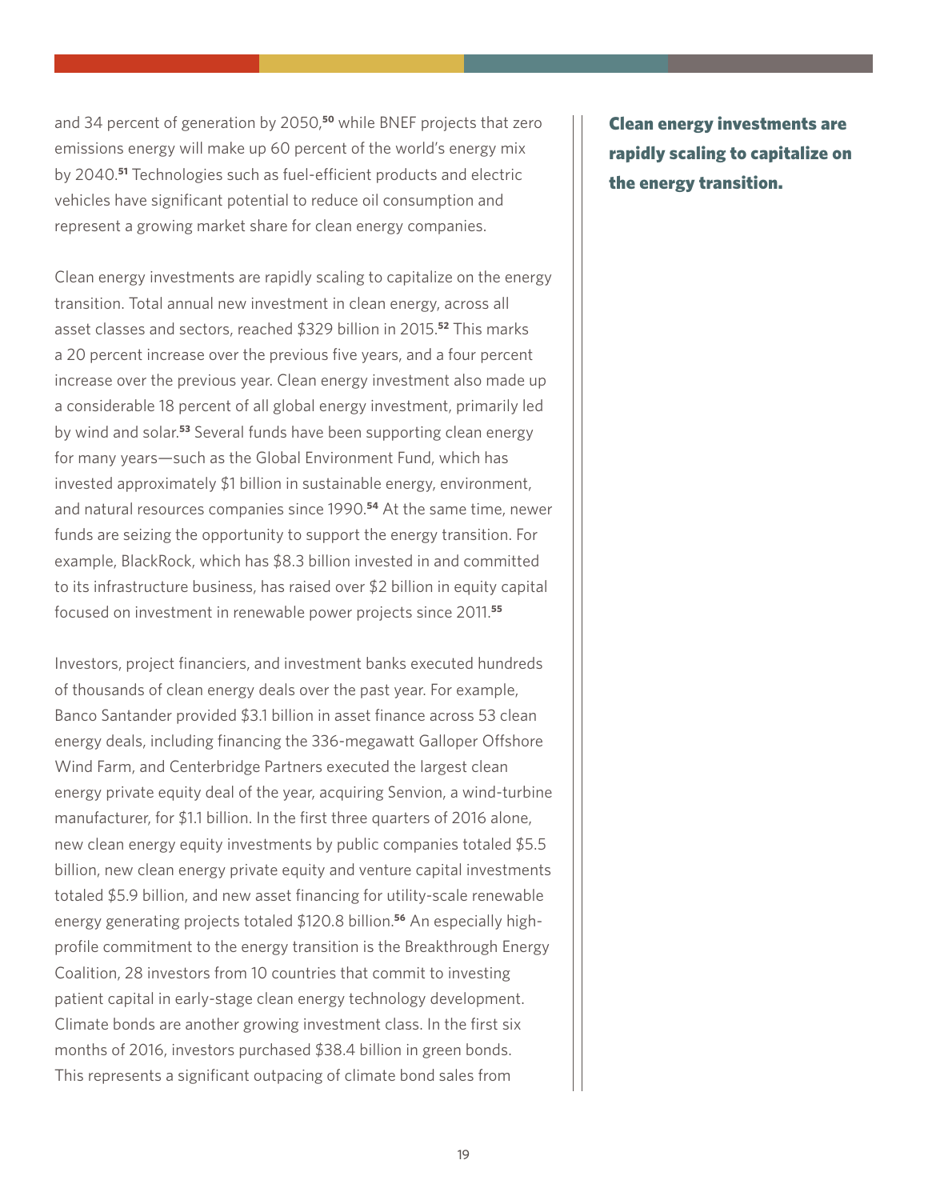and 34 percent of generation by 2050,[50] while BNEF projects that zero emissions energy will make up 60 percent of the world's energy mix by 2040.[51] Technologies such as fuel-efficient products and electric vehicles have significant potential to reduce oil consumption and represent a growing market share for clean energy companies.

**Clean energy investments are rapidly scaling to capitalize on the energy transition.**

Clean energy investments are rapidly scaling to capitalize on the energy transition. Total annual new investment in clean energy, across all asset classes and sectors, reached $329 billion in 2015.[52] This marks a 20 percent increase over the previous five years, and a four percent increase over the previous year. Clean energy investment also made up a considerable 18 percent of all global energy investment, primarily led by wind and solar.[53] Several funds have been supporting clean energy for many years—such as the Global Environment Fund, which has invested approximately $1 billion in sustainable energy, environment, and natural resources companies since 1990.[54] At the same time, newer funds are seizing the opportunity to support the energy transition. For example, BlackRock, which has $8.3 billion invested in and committed to its infrastructure business, has raised over $2 billion in equity capital focused on investment in renewable power projects since 2011.[55]

Investors, project financiers, and investment banks executed hundreds of thousands of clean energy deals over the past year. For example, Banco Santander provided $3.1 billion in asset finance across 53 clean energy deals, including financing the 336-megawatt Galloper Offshore Wind Farm, and Centerbridge Partners executed the largest clean energy private equity deal of the year, acquiring Senvion, a wind-turbine manufacturer, for $1.1 billion. In the first three quarters of 2016 alone, new clean energy equity investments by public companies totaled $5.5 billion, new clean energy private equity and venture capital investments totaled $5.9 billion, and new asset financing for utility-scale renewable energy generating projects totaled $120.8 billion.[56] An especially high-profile commitment to the energy transition is the Breakthrough Energy Coalition, 28 investors from 10 countries that commit to investing patient capital in early-stage clean energy technology development. Climate bonds are another growing investment class. In the first six months of 2016, investors purchased $38.4 billion in green bonds. This represents a significant outpacing of climate bond sales from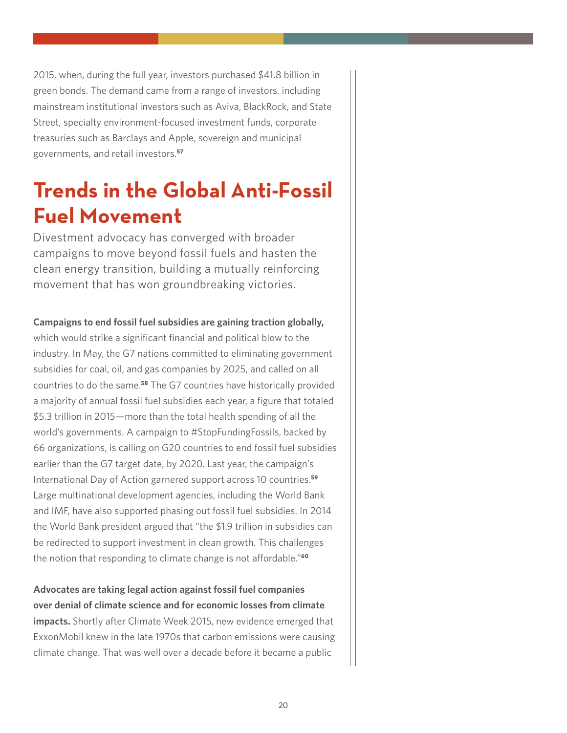2015, when, during the full year, investors purchased $41.8 billion in green bonds. The demand came from a range of investors, including mainstream institutional investors such as Aviva, BlackRock, and State Street, specialty environment-focused investment funds, corporate treasuries such as Barclays and Apple, sovereign and municipal governments, and retail investors.[57]

# Trends in the Global Anti-Fossil Fuel Movement

Divestment advocacy has converged with broader campaigns to move beyond fossil fuels and hasten the clean energy transition, building a mutually reinforcing movement that has won groundbreaking victories.

**Campaigns to end fossil fuel subsidies are gaining traction globally,** which would strike a significant financial and political blow to the industry. In May, the G7 nations committed to eliminating government subsidies for coal, oil, and gas companies by 2025, and called on all countries to do the same.[58] The G7 countries have historically provided a majority of annual fossil fuel subsidies each year, a figure that totaled $5.3 trillion in 2015—more than the total health spending of all the world's governments. A campaign to #StopFundingFossils, backed by 66 organizations, is calling on G20 countries to end fossil fuel subsidies earlier than the G7 target date, by 2020. Last year, the campaign's International Day of Action garnered support across 10 countries.[59] Large multinational development agencies, including the World Bank and IMF, have also supported phasing out fossil fuel subsidies. In 2014 the World Bank president argued that "the $1.9 trillion in subsidies can be redirected to support investment in clean growth. This challenges the notion that responding to climate change is not affordable."[60]

**Advocates are taking legal action against fossil fuel companies over denial of climate science and for economic losses from climate impacts.** Shortly after Climate Week 2015, new evidence emerged that ExxonMobil knew in the late 1970s that carbon emissions were causing climate change. That was well over a decade before it became a public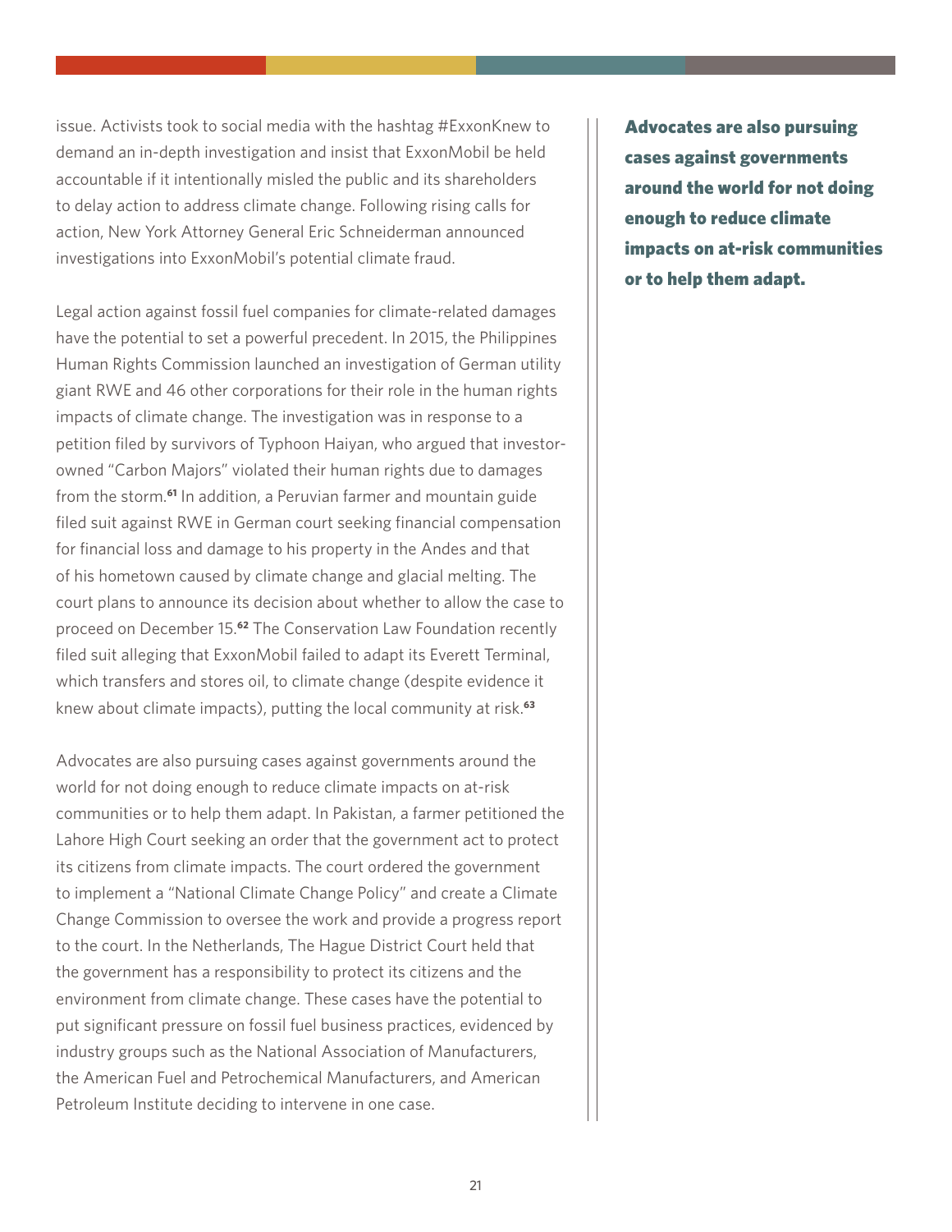issue. Activists took to social media with the hashtag #ExxonKnew to demand an in-depth investigation and insist that ExxonMobil be held accountable if it intentionally misled the public and its shareholders to delay action to address climate change. Following rising calls for action, New York Attorney General Eric Schneiderman announced investigations into ExxonMobil's potential climate fraud.

Legal action against fossil fuel companies for climate-related damages have the potential to set a powerful precedent. In 2015, the Philippines Human Rights Commission launched an investigation of German utility giant RWE and 46 other corporations for their role in the human rights impacts of climate change. The investigation was in response to a petition filed by survivors of Typhoon Haiyan, who argued that investor-owned "Carbon Majors" violated their human rights due to damages from the storm.[61] In addition, a Peruvian farmer and mountain guide filed suit against RWE in German court seeking financial compensation for financial loss and damage to his property in the Andes and that of his hometown caused by climate change and glacial melting. The court plans to announce its decision about whether to allow the case to proceed on December 15.[62] The Conservation Law Foundation recently filed suit alleging that ExxonMobil failed to adapt its Everett Terminal, which transfers and stores oil, to climate change (despite evidence it knew about climate impacts), putting the local community at risk.[63]

Advocates are also pursuing cases against governments around the world for not doing enough to reduce climate impacts on at-risk communities or to help them adapt. In Pakistan, a farmer petitioned the Lahore High Court seeking an order that the government act to protect its citizens from climate impacts. The court ordered the government to implement a "National Climate Change Policy" and create a Climate Change Commission to oversee the work and provide a progress report to the court. In the Netherlands, The Hague District Court held that the government has a responsibility to protect its citizens and the environment from climate change. These cases have the potential to put significant pressure on fossil fuel business practices, evidenced by industry groups such as the National Association of Manufacturers, the American Fuel and Petrochemical Manufacturers, and American Petroleum Institute deciding to intervene in one case.

**Advocates are also pursuing cases against governments around the world for not doing enough to reduce climate impacts on at-risk communities or to help them adapt.**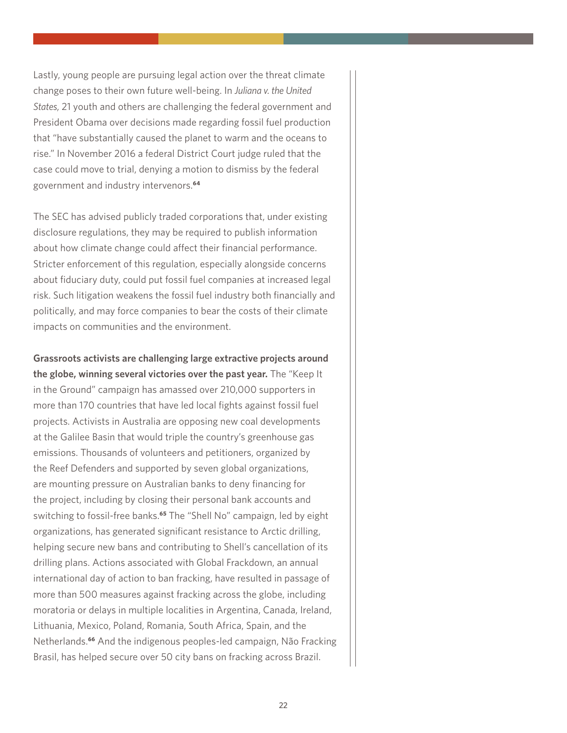Lastly, young people are pursuing legal action over the threat climate change poses to their own future well-being. In *Juliana v. the United States*, 21 youth and others are challenging the federal government and President Obama over decisions made regarding fossil fuel production that "have substantially caused the planet to warm and the oceans to rise." In November 2016 a federal District Court judge ruled that the case could move to trial, denying a motion to dismiss by the federal government and industry intervenors.[64]

The SEC has advised publicly traded corporations that, under existing disclosure regulations, they may be required to publish information about how climate change could affect their financial performance. Stricter enforcement of this regulation, especially alongside concerns about fiduciary duty, could put fossil fuel companies at increased legal risk. Such litigation weakens the fossil fuel industry both financially and politically, and may force companies to bear the costs of their climate impacts on communities and the environment.

**Grassroots activists are challenging large extractive projects around the globe, winning several victories over the past year.** The "Keep It in the Ground" campaign has amassed over 210,000 supporters in more than 170 countries that have led local fights against fossil fuel projects. Activists in Australia are opposing new coal developments at the Galilee Basin that would triple the country's greenhouse gas emissions. Thousands of volunteers and petitioners, organized by the Reef Defenders and supported by seven global organizations, are mounting pressure on Australian banks to deny financing for the project, including by closing their personal bank accounts and switching to fossil-free banks.[65] The "Shell No" campaign, led by eight organizations, has generated significant resistance to Arctic drilling, helping secure new bans and contributing to Shell's cancellation of its drilling plans. Actions associated with Global Frackdown, an annual international day of action to ban fracking, have resulted in passage of more than 500 measures against fracking across the globe, including moratoria or delays in multiple localities in Argentina, Canada, Ireland, Lithuania, Mexico, Poland, Romania, South Africa, Spain, and the Netherlands.[66] And the indigenous peoples-led campaign, Não Fracking Brasil, has helped secure over 50 city bans on fracking across Brazil.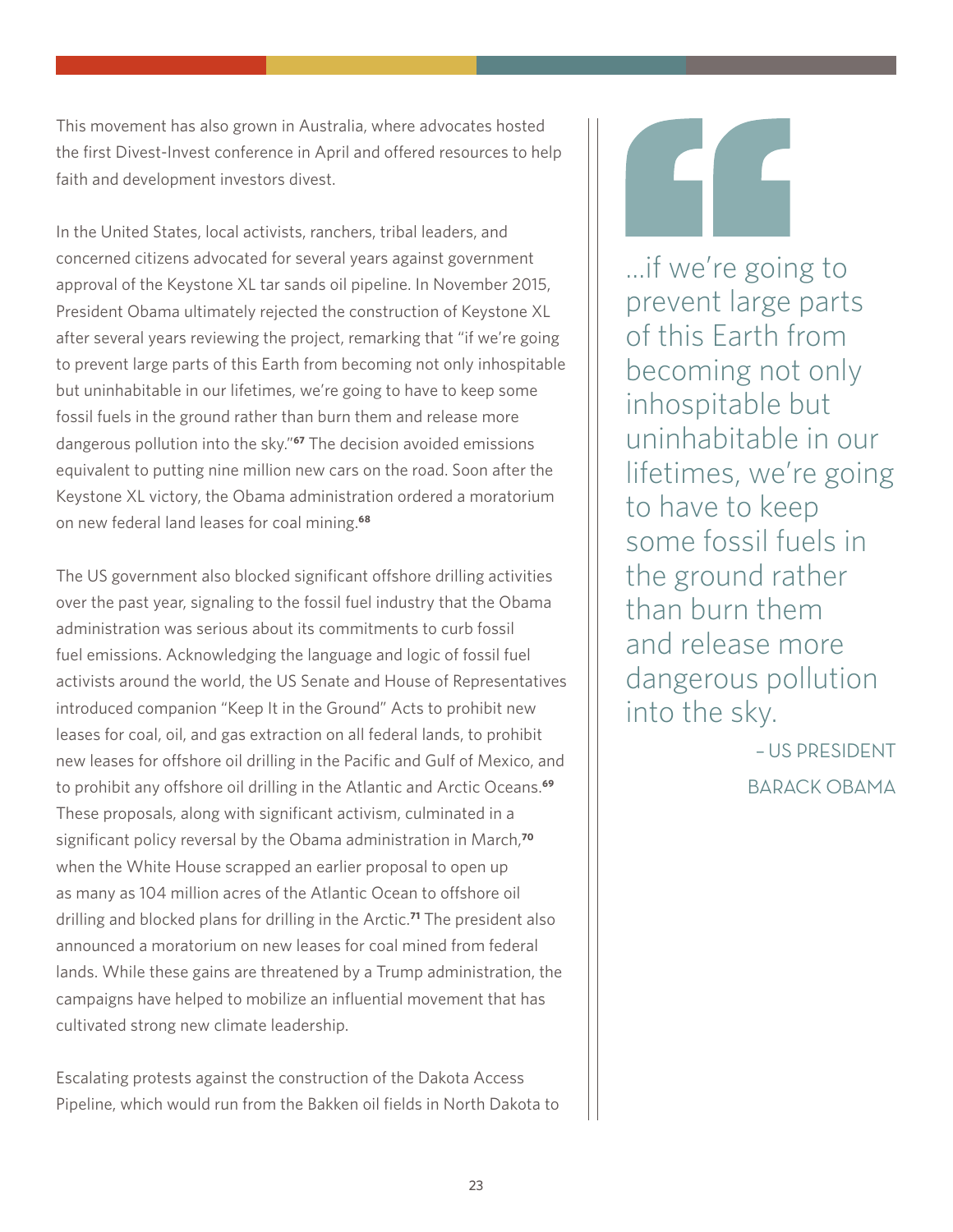This movement has also grown in Australia, where advocates hosted the first Divest-Invest conference in April and offered resources to help faith and development investors divest.

In the United States, local activists, ranchers, tribal leaders, and concerned citizens advocated for several years against government approval of the Keystone XL tar sands oil pipeline. In November 2015, President Obama ultimately rejected the construction of Keystone XL after several years reviewing the project, remarking that "if we're going to prevent large parts of this Earth from becoming not only inhospitable but uninhabitable in our lifetimes, we're going to have to keep some fossil fuels in the ground rather than burn them and release more dangerous pollution into the sky."[67] The decision avoided emissions equivalent to putting nine million new cars on the road. Soon after the Keystone XL victory, the Obama administration ordered a moratorium on new federal land leases for coal mining.[68]

The US government also blocked significant offshore drilling activities over the past year, signaling to the fossil fuel industry that the Obama administration was serious about its commitments to curb fossil fuel emissions. Acknowledging the language and logic of fossil fuel activists around the world, the US Senate and House of Representatives introduced companion "Keep It in the Ground" Acts to prohibit new leases for coal, oil, and gas extraction on all federal lands, to prohibit new leases for offshore oil drilling in the Pacific and Gulf of Mexico, and to prohibit any offshore oil drilling in the Atlantic and Arctic Oceans.[69] These proposals, along with significant activism, culminated in a significant policy reversal by the Obama administration in March,[70] when the White House scrapped an earlier proposal to open up as many as 104 million acres of the Atlantic Ocean to offshore oil drilling and blocked plans for drilling in the Arctic.[71] The president also announced a moratorium on new leases for coal mined from federal lands. While these gains are threatened by a Trump administration, the campaigns have helped to mobilize an influential movement that has cultivated strong new climate leadership.

Escalating protests against the construction of the Dakota Access Pipeline, which would run from the Bakken oil fields in North Dakota to

> ...if we're going to prevent large parts of this Earth from becoming not only inhospitable but uninhabitable in our lifetimes, we're going to have to keep some fossil fuels in the ground rather than burn them and release more dangerous pollution into the sky.
>
> – US PRESIDENT BARACK OBAMA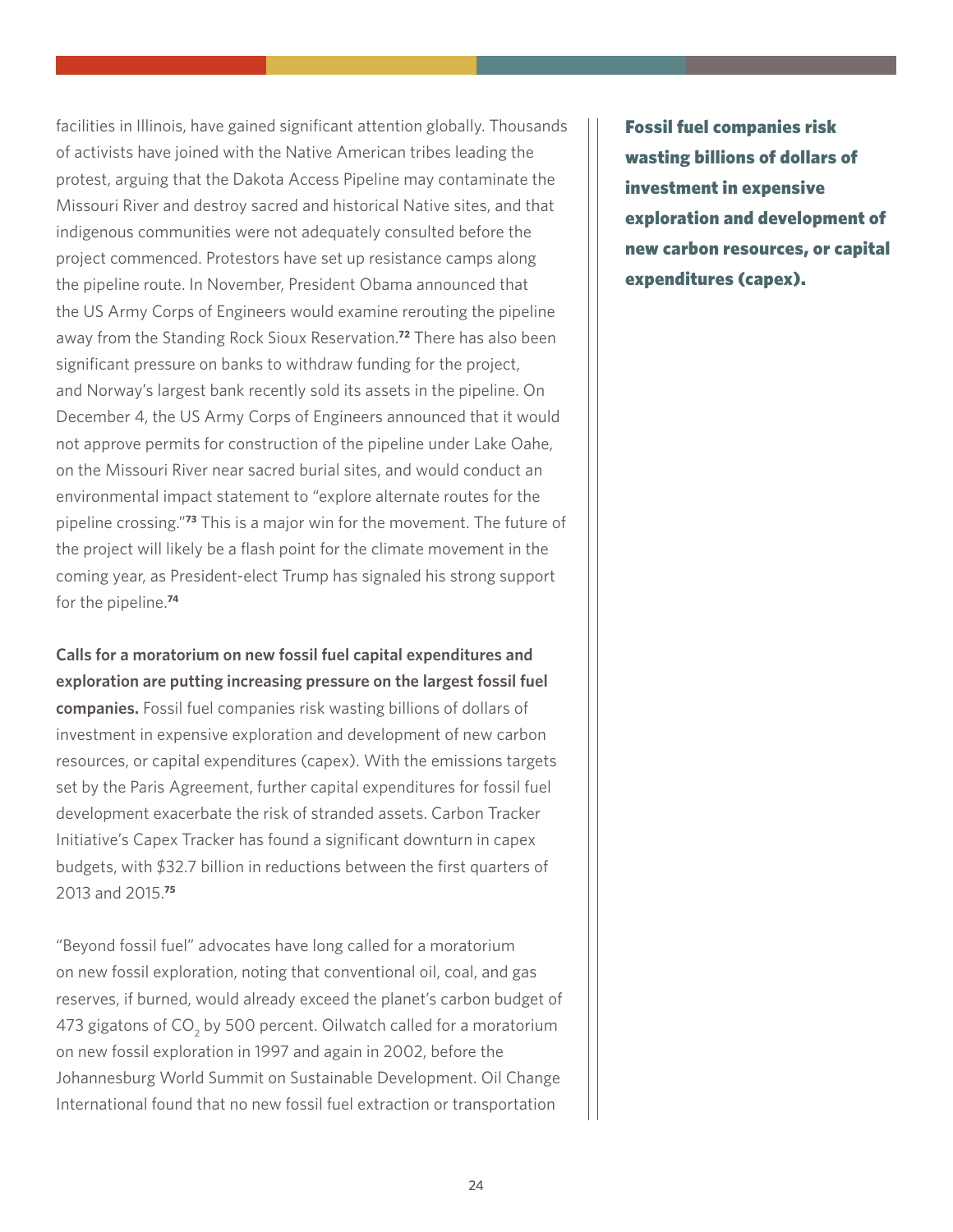facilities in Illinois, have gained significant attention globally. Thousands of activists have joined with the Native American tribes leading the protest, arguing that the Dakota Access Pipeline may contaminate the Missouri River and destroy sacred and historical Native sites, and that indigenous communities were not adequately consulted before the project commenced. Protestors have set up resistance camps along the pipeline route. In November, President Obama announced that the US Army Corps of Engineers would examine rerouting the pipeline away from the Standing Rock Sioux Reservation.[72] There has also been significant pressure on banks to withdraw funding for the project, and Norway's largest bank recently sold its assets in the pipeline. On December 4, the US Army Corps of Engineers announced that it would not approve permits for construction of the pipeline under Lake Oahe, on the Missouri River near sacred burial sites, and would conduct an environmental impact statement to "explore alternate routes for the pipeline crossing."[73] This is a major win for the movement. The future of the project will likely be a flash point for the climate movement in the coming year, as President-elect Trump has signaled his strong support for the pipeline.[74]

**Fossil fuel companies risk wasting billions of dollars of investment in expensive exploration and development of new carbon resources, or capital expenditures (capex).**

**Calls for a moratorium on new fossil fuel capital expenditures and exploration are putting increasing pressure on the largest fossil fuel companies.** Fossil fuel companies risk wasting billions of dollars of investment in expensive exploration and development of new carbon resources, or capital expenditures (capex). With the emissions targets set by the Paris Agreement, further capital expenditures for fossil fuel development exacerbate the risk of stranded assets. Carbon Tracker Initiative's Capex Tracker has found a significant downturn in capex budgets, with $32.7 billion in reductions between the first quarters of 2013 and 2015.[75]

"Beyond fossil fuel" advocates have long called for a moratorium on new fossil exploration, noting that conventional oil, coal, and gas reserves, if burned, would already exceed the planet's carbon budget of 473 gigatons of $CO_2$ by 500 percent. Oilwatch called for a moratorium on new fossil exploration in 1997 and again in 2002, before the Johannesburg World Summit on Sustainable Development. Oil Change International found that no new fossil fuel extraction or transportation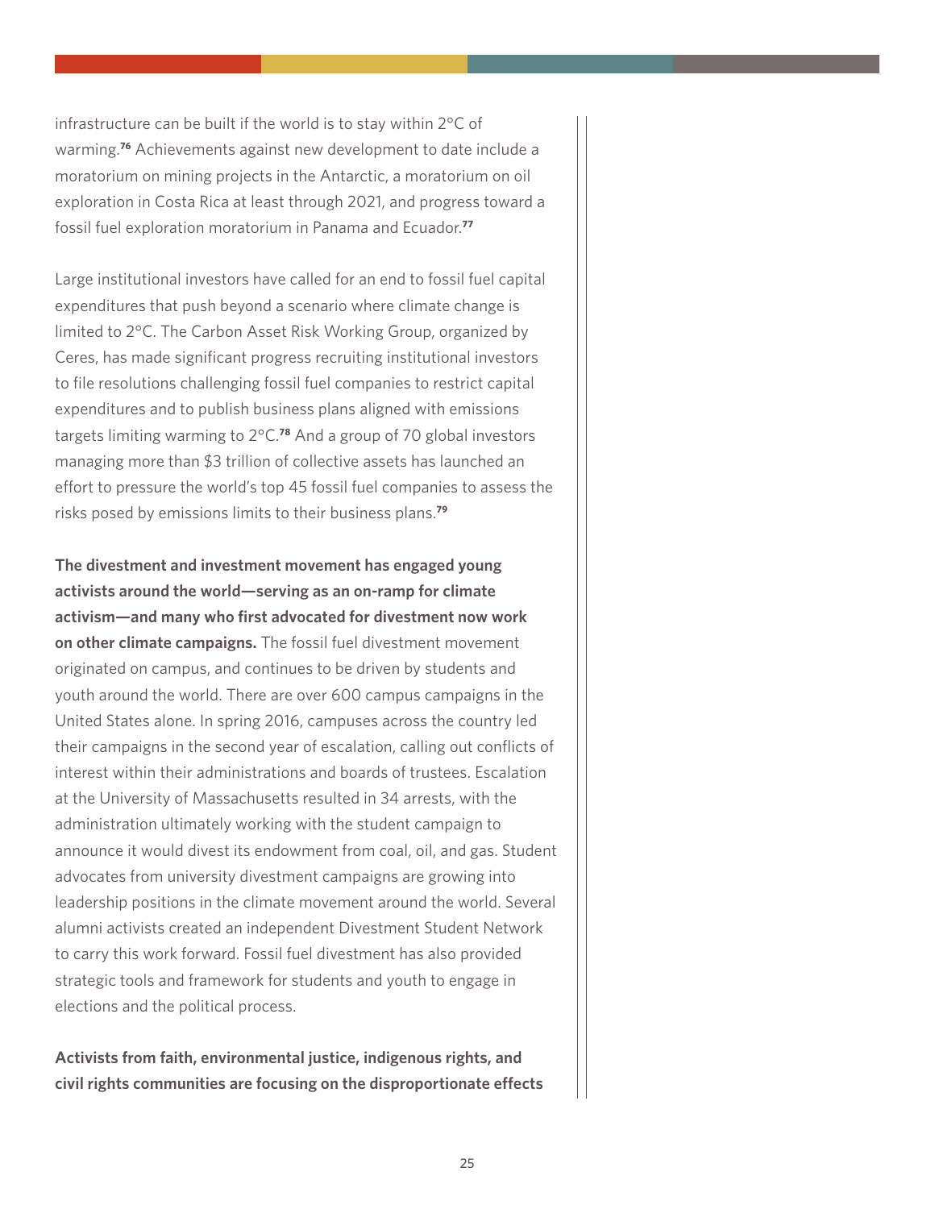infrastructure can be built if the world is to stay within 2°C of warming.[76] Achievements against new development to date include a moratorium on mining projects in the Antarctic, a moratorium on oil exploration in Costa Rica at least through 2021, and progress toward a fossil fuel exploration moratorium in Panama and Ecuador.[77]

Large institutional investors have called for an end to fossil fuel capital expenditures that push beyond a scenario where climate change is limited to 2°C. The Carbon Asset Risk Working Group, organized by Ceres, has made significant progress recruiting institutional investors to file resolutions challenging fossil fuel companies to restrict capital expenditures and to publish business plans aligned with emissions targets limiting warming to 2°C.[78] And a group of 70 global investors managing more than $3 trillion of collective assets has launched an effort to pressure the world's top 45 fossil fuel companies to assess the risks posed by emissions limits to their business plans.[79]

**The divestment and investment movement has engaged young activists around the world—serving as an on-ramp for climate activism—and many who first advocated for divestment now work on other climate campaigns.** The fossil fuel divestment movement originated on campus, and continues to be driven by students and youth around the world. There are over 600 campus campaigns in the United States alone. In spring 2016, campuses across the country led their campaigns in the second year of escalation, calling out conflicts of interest within their administrations and boards of trustees. Escalation at the University of Massachusetts resulted in 34 arrests, with the administration ultimately working with the student campaign to announce it would divest its endowment from coal, oil, and gas. Student advocates from university divestment campaigns are growing into leadership positions in the climate movement around the world. Several alumni activists created an independent Divestment Student Network to carry this work forward. Fossil fuel divestment has also provided strategic tools and framework for students and youth to engage in elections and the political process.

**Activists from faith, environmental justice, indigenous rights, and civil rights communities are focusing on the disproportionate effects**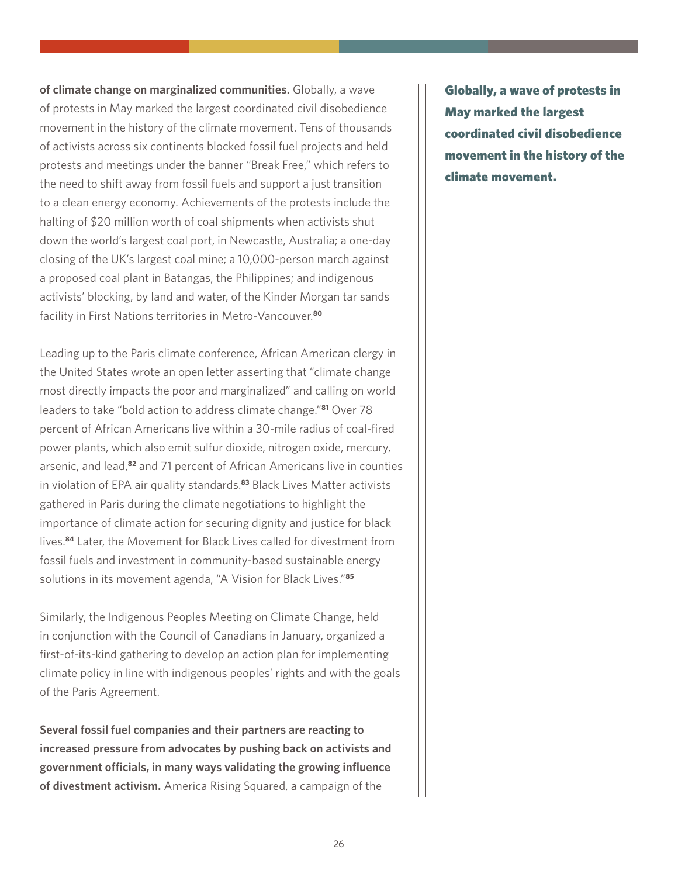**of climate change on marginalized communities.** Globally, a wave of protests in May marked the largest coordinated civil disobedience movement in the history of the climate movement. Tens of thousands of activists across six continents blocked fossil fuel projects and held protests and meetings under the banner "Break Free," which refers to the need to shift away from fossil fuels and support a just transition to a clean energy economy. Achievements of the protests include the halting of $20 million worth of coal shipments when activists shut down the world's largest coal port, in Newcastle, Australia; a one-day closing of the UK's largest coal mine; a 10,000-person march against a proposed coal plant in Batangas, the Philippines; and indigenous activists' blocking, by land and water, of the Kinder Morgan tar sands facility in First Nations territories in Metro-Vancouver.[80]

**Globally, a wave of protests in May marked the largest coordinated civil disobedience movement in the history of the climate movement.**

Leading up to the Paris climate conference, African American clergy in the United States wrote an open letter asserting that "climate change most directly impacts the poor and marginalized" and calling on world leaders to take "bold action to address climate change."[81] Over 78 percent of African Americans live within a 30-mile radius of coal-fired power plants, which also emit sulfur dioxide, nitrogen oxide, mercury, arsenic, and lead,[82] and 71 percent of African Americans live in counties in violation of EPA air quality standards.[83] Black Lives Matter activists gathered in Paris during the climate negotiations to highlight the importance of climate action for securing dignity and justice for black lives.[84] Later, the Movement for Black Lives called for divestment from fossil fuels and investment in community-based sustainable energy solutions in its movement agenda, "A Vision for Black Lives."[85]

Similarly, the Indigenous Peoples Meeting on Climate Change, held in conjunction with the Council of Canadians in January, organized a first-of-its-kind gathering to develop an action plan for implementing climate policy in line with indigenous peoples' rights and with the goals of the Paris Agreement.

**Several fossil fuel companies and their partners are reacting to increased pressure from advocates by pushing back on activists and government officials, in many ways validating the growing influence of divestment activism.** America Rising Squared, a campaign of the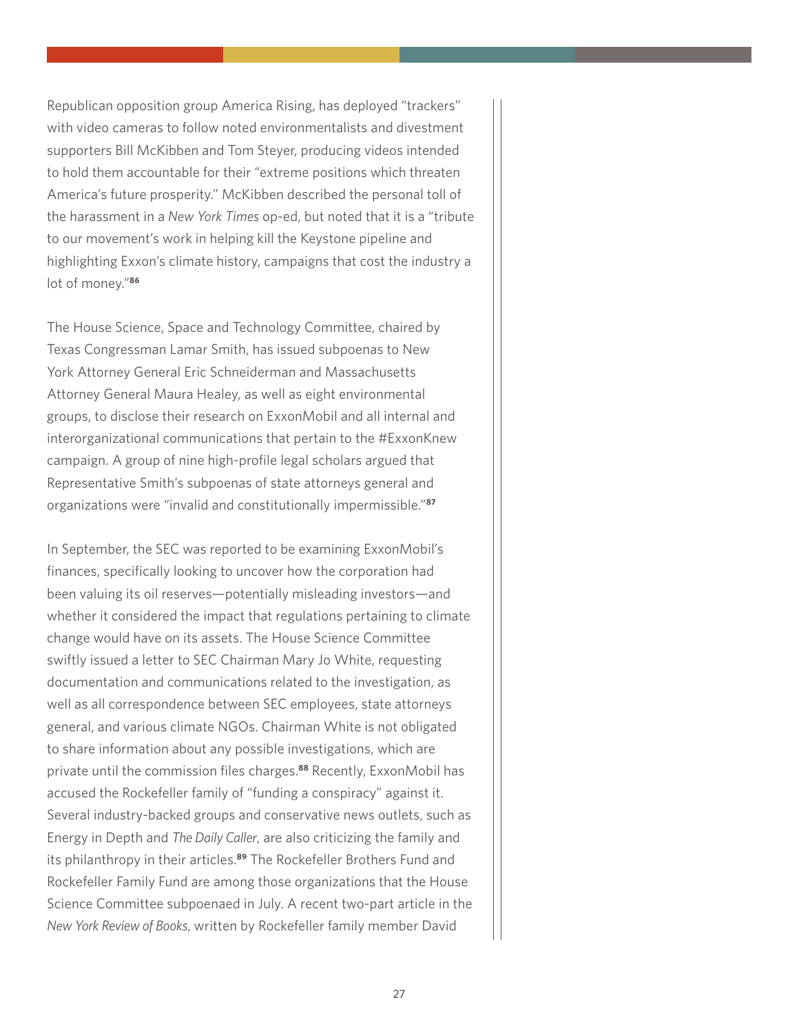Republican opposition group America Rising, has deployed "trackers" with video cameras to follow noted environmentalists and divestment supporters Bill McKibben and Tom Steyer, producing videos intended to hold them accountable for their "extreme positions which threaten America's future prosperity." McKibben described the personal toll of the harassment in a *New York Times* op-ed, but noted that it is a "tribute to our movement's work in helping kill the Keystone pipeline and highlighting Exxon's climate history, campaigns that cost the industry a lot of money."[86]

The House Science, Space and Technology Committee, chaired by Texas Congressman Lamar Smith, has issued subpoenas to New York Attorney General Eric Schneiderman and Massachusetts Attorney General Maura Healey, as well as eight environmental groups, to disclose their research on ExxonMobil and all internal and interorganizational communications that pertain to the #ExxonKnew campaign. A group of nine high-profile legal scholars argued that Representative Smith's subpoenas of state attorneys general and organizations were "invalid and constitutionally impermissible."[87]

In September, the SEC was reported to be examining ExxonMobil's finances, specifically looking to uncover how the corporation had been valuing its oil reserves—potentially misleading investors—and whether it considered the impact that regulations pertaining to climate change would have on its assets. The House Science Committee swiftly issued a letter to SEC Chairman Mary Jo White, requesting documentation and communications related to the investigation, as well as all correspondence between SEC employees, state attorneys general, and various climate NGOs. Chairman White is not obligated to share information about any possible investigations, which are private until the commission files charges.[88] Recently, ExxonMobil has accused the Rockefeller family of "funding a conspiracy" against it. Several industry-backed groups and conservative news outlets, such as Energy in Depth and *The Daily Caller*, are also criticizing the family and its philanthropy in their articles.[89] The Rockefeller Brothers Fund and Rockefeller Family Fund are among those organizations that the House Science Committee subpoenaed in July. A recent two-part article in the *New York Review of Books*, written by Rockefeller family member David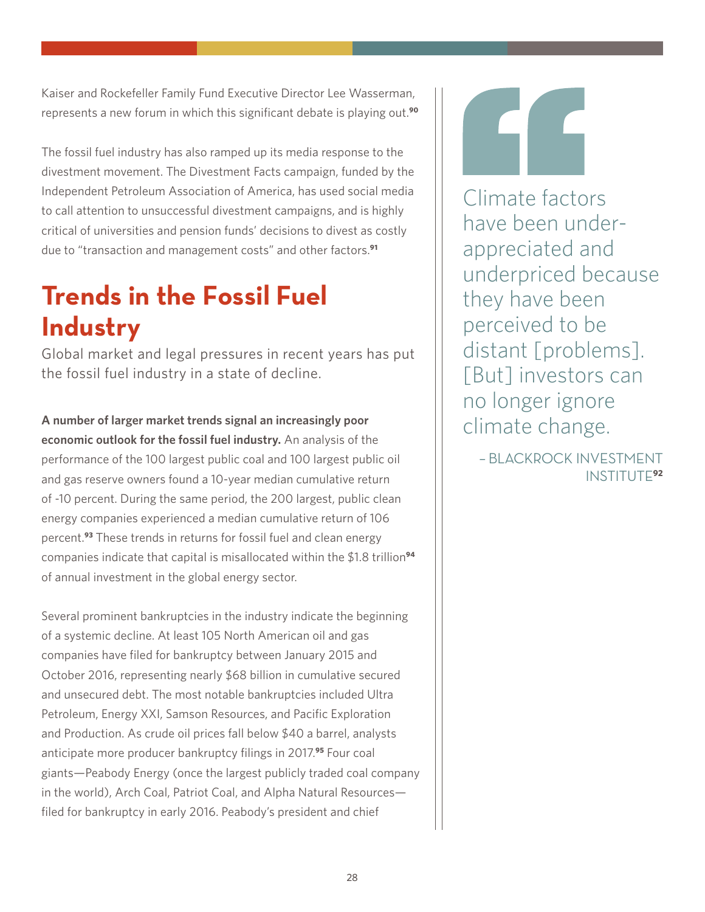Kaiser and Rockefeller Family Fund Executive Director Lee Wasserman, represents a new forum in which this significant debate is playing out.[90]

The fossil fuel industry has also ramped up its media response to the divestment movement. The Divestment Facts campaign, funded by the Independent Petroleum Association of America, has used social media to call attention to unsuccessful divestment campaigns, and is highly critical of universities and pension funds' decisions to divest as costly due to "transaction and management costs" and other factors.[91]

## Trends in the Fossil Fuel Industry

Global market and legal pressures in recent years has put the fossil fuel industry in a state of decline.

**A number of larger market trends signal an increasingly poor economic outlook for the fossil fuel industry.** An analysis of the performance of the 100 largest public coal and 100 largest public oil and gas reserve owners found a 10-year median cumulative return of -10 percent. During the same period, the 200 largest, public clean energy companies experienced a median cumulative return of 106 percent.[93] These trends in returns for fossil fuel and clean energy companies indicate that capital is misallocated within the $1.8 trillion[94] of annual investment in the global energy sector.

Several prominent bankruptcies in the industry indicate the beginning of a systemic decline. At least 105 North American oil and gas companies have filed for bankruptcy between January 2015 and October 2016, representing nearly $68 billion in cumulative secured and unsecured debt. The most notable bankruptcies included Ultra Petroleum, Energy XXI, Samson Resources, and Pacific Exploration and Production. As crude oil prices fall below $40 a barrel, analysts anticipate more producer bankruptcy filings in 2017.[95] Four coal giants—Peabody Energy (once the largest publicly traded coal company in the world), Arch Coal, Patriot Coal, and Alpha Natural Resources—filed for bankruptcy in early 2016. Peabody's president and chief

> Climate factors have been under-appreciated and underpriced because they have been perceived to be distant [problems]. [But] investors can no longer ignore climate change.
>
> – BLACKROCK INVESTMENT INSTITUTE[92]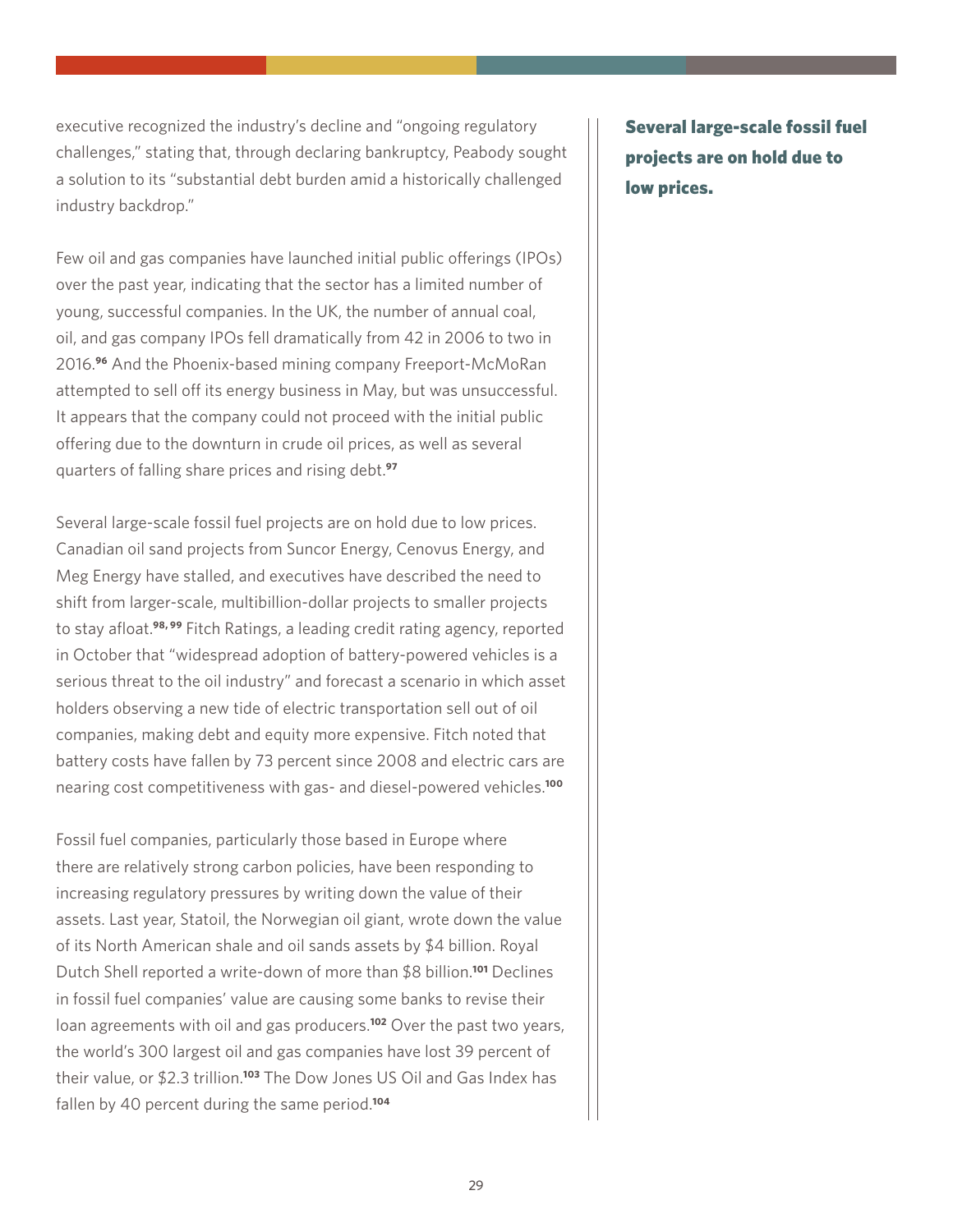executive recognized the industry's decline and "ongoing regulatory challenges," stating that, through declaring bankruptcy, Peabody sought a solution to its "substantial debt burden amid a historically challenged industry backdrop."

Few oil and gas companies have launched initial public offerings (IPOs) over the past year, indicating that the sector has a limited number of young, successful companies. In the UK, the number of annual coal, oil, and gas company IPOs fell dramatically from 42 in 2006 to two in 2016.[96] And the Phoenix-based mining company Freeport-McMoRan attempted to sell off its energy business in May, but was unsuccessful. It appears that the company could not proceed with the initial public offering due to the downturn in crude oil prices, as well as several quarters of falling share prices and rising debt.[97]

Several large-scale fossil fuel projects are on hold due to low prices. Canadian oil sand projects from Suncor Energy, Cenovus Energy, and Meg Energy have stalled, and executives have described the need to shift from larger-scale, multibillion-dollar projects to smaller projects to stay afloat.[98, 99] Fitch Ratings, a leading credit rating agency, reported in October that "widespread adoption of battery-powered vehicles is a serious threat to the oil industry" and forecast a scenario in which asset holders observing a new tide of electric transportation sell out of oil companies, making debt and equity more expensive. Fitch noted that battery costs have fallen by 73 percent since 2008 and electric cars are nearing cost competitiveness with gas- and diesel-powered vehicles.[100]

**Several large-scale fossil fuel projects are on hold due to low prices.**

Fossil fuel companies, particularly those based in Europe where there are relatively strong carbon policies, have been responding to increasing regulatory pressures by writing down the value of their assets. Last year, Statoil, the Norwegian oil giant, wrote down the value of its North American shale and oil sands assets by $4 billion. Royal Dutch Shell reported a write-down of more than $8 billion.[101] Declines in fossil fuel companies' value are causing some banks to revise their loan agreements with oil and gas producers.[102] Over the past two years, the world's 300 largest oil and gas companies have lost 39 percent of their value, or $2.3 trillion.[103] The Dow Jones US Oil and Gas Index has fallen by 40 percent during the same period.[104]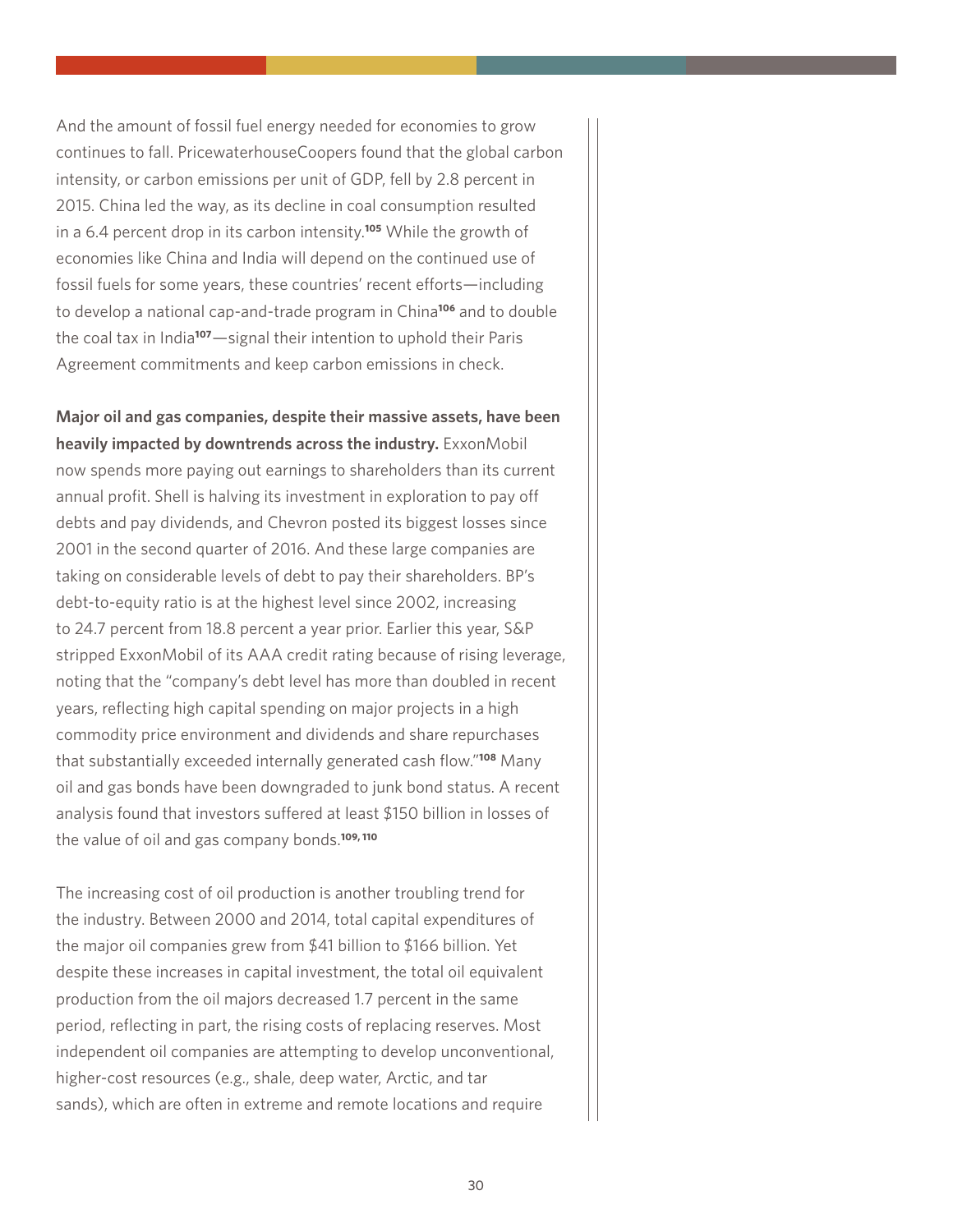And the amount of fossil fuel energy needed for economies to grow continues to fall. PricewaterhouseCoopers found that the global carbon intensity, or carbon emissions per unit of GDP, fell by 2.8 percent in 2015. China led the way, as its decline in coal consumption resulted in a 6.4 percent drop in its carbon intensity.[105] While the growth of economies like China and India will depend on the continued use of fossil fuels for some years, these countries' recent efforts—including to develop a national cap-and-trade program in China[106] and to double the coal tax in India[107]—signal their intention to uphold their Paris Agreement commitments and keep carbon emissions in check.

**Major oil and gas companies, despite their massive assets, have been heavily impacted by downtrends across the industry.** ExxonMobil now spends more paying out earnings to shareholders than its current annual profit. Shell is halving its investment in exploration to pay off debts and pay dividends, and Chevron posted its biggest losses since 2001 in the second quarter of 2016. And these large companies are taking on considerable levels of debt to pay their shareholders. BP's debt-to-equity ratio is at the highest level since 2002, increasing to 24.7 percent from 18.8 percent a year prior. Earlier this year, S&P stripped ExxonMobil of its AAA credit rating because of rising leverage, noting that the "company's debt level has more than doubled in recent years, reflecting high capital spending on major projects in a high commodity price environment and dividends and share repurchases that substantially exceeded internally generated cash flow."[108] Many oil and gas bonds have been downgraded to junk bond status. A recent analysis found that investors suffered at least $150 billion in losses of the value of oil and gas company bonds.[109, 110]

The increasing cost of oil production is another troubling trend for the industry. Between 2000 and 2014, total capital expenditures of the major oil companies grew from $41 billion to $166 billion. Yet despite these increases in capital investment, the total oil equivalent production from the oil majors decreased 1.7 percent in the same period, reflecting in part, the rising costs of replacing reserves. Most independent oil companies are attempting to develop unconventional, higher-cost resources (e.g., shale, deep water, Arctic, and tar sands), which are often in extreme and remote locations and require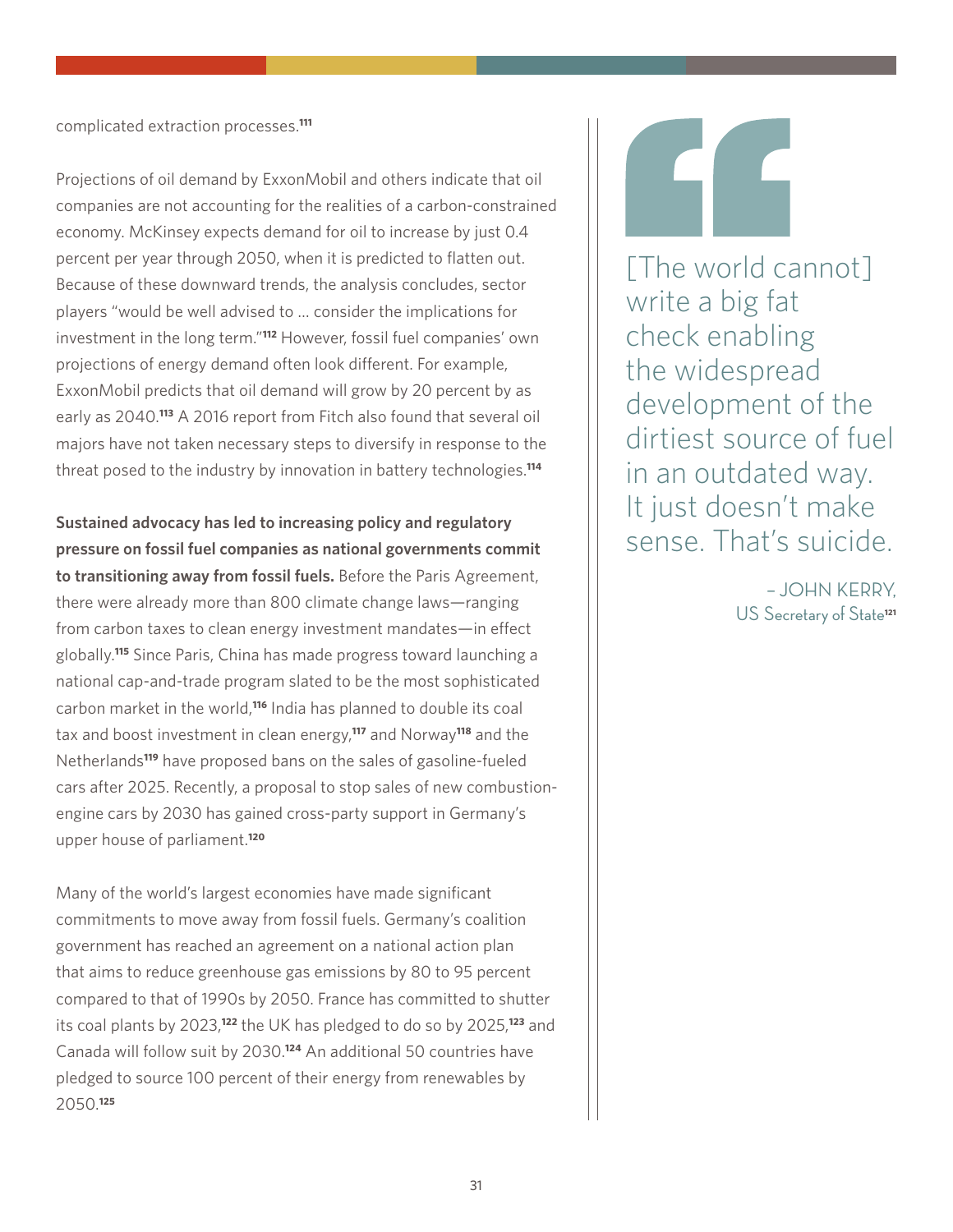complicated extraction processes.[111]

Projections of oil demand by ExxonMobil and others indicate that oil companies are not accounting for the realities of a carbon-constrained economy. McKinsey expects demand for oil to increase by just 0.4 percent per year through 2050, when it is predicted to flatten out. Because of these downward trends, the analysis concludes, sector players "would be well advised to ... consider the implications for investment in the long term."[112] However, fossil fuel companies' own projections of energy demand often look different. For example, ExxonMobil predicts that oil demand will grow by 20 percent by as early as 2040.[113] A 2016 report from Fitch also found that several oil majors have not taken necessary steps to diversify in response to the threat posed to the industry by innovation in battery technologies.[114]

**Sustained advocacy has led to increasing policy and regulatory pressure on fossil fuel companies as national governments commit to transitioning away from fossil fuels.** Before the Paris Agreement, there were already more than 800 climate change laws—ranging from carbon taxes to clean energy investment mandates—in effect globally.[115] Since Paris, China has made progress toward launching a national cap-and-trade program slated to be the most sophisticated carbon market in the world,[116] India has planned to double its coal tax and boost investment in clean energy,[117] and Norway[118] and the Netherlands[119] have proposed bans on the sales of gasoline-fueled cars after 2025. Recently, a proposal to stop sales of new combustion-engine cars by 2030 has gained cross-party support in Germany's upper house of parliament.[120]

Many of the world's largest economies have made significant commitments to move away from fossil fuels. Germany's coalition government has reached an agreement on a national action plan that aims to reduce greenhouse gas emissions by 80 to 95 percent compared to that of 1990s by 2050. France has committed to shutter its coal plants by 2023,[122] the UK has pledged to do so by 2025,[123] and Canada will follow suit by 2030.[124] An additional 50 countries have pledged to source 100 percent of their energy from renewables by 2050.[125]

> [The world cannot] write a big fat check enabling the widespread development of the dirtiest source of fuel in an outdated way. It just doesn't make sense. That's suicide.
>
> – JOHN KERRY, US Secretary of State[121]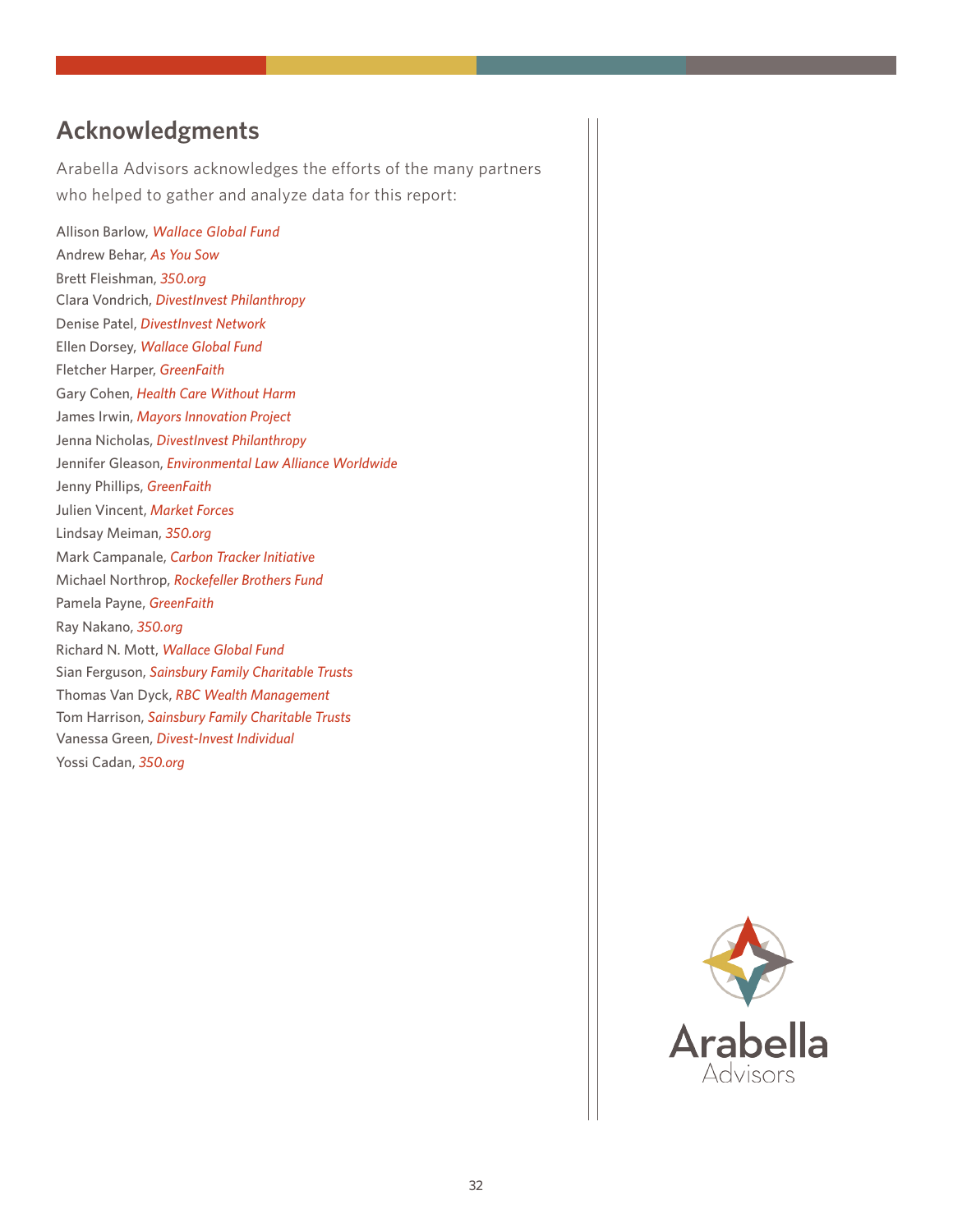## Acknowledgments

Arabella Advisors acknowledges the efforts of the many partners who helped to gather and analyze data for this report:

Allison Barlow, *Wallace Global Fund*
Andrew Behar, *As You Sow*
Brett Fleishman, *350.org*
Clara Vondrich, *DivestInvest Philanthropy*
Denise Patel, *DivestInvest Network*
Ellen Dorsey, *Wallace Global Fund*
Fletcher Harper, *GreenFaith*
Gary Cohen, *Health Care Without Harm*
James Irwin, *Mayors Innovation Project*
Jenna Nicholas, *DivestInvest Philanthropy*
Jennifer Gleason, *Environmental Law Alliance Worldwide*
Jenny Phillips, *GreenFaith*
Julien Vincent, *Market Forces*
Lindsay Meiman, *350.org*
Mark Campanale, *Carbon Tracker Initiative*
Michael Northrop, *Rockefeller Brothers Fund*
Pamela Payne, *GreenFaith*
Ray Nakano, *350.org*
Richard N. Mott, *Wallace Global Fund*
Sian Ferguson, *Sainsbury Family Charitable Trusts*
Thomas Van Dyck, *RBC Wealth Management*
Tom Harrison, *Sainsbury Family Charitable Trusts*
Vanessa Green, *Divest-Invest Individual*
Yossi Cadan, *350.org*

Arabella Advisors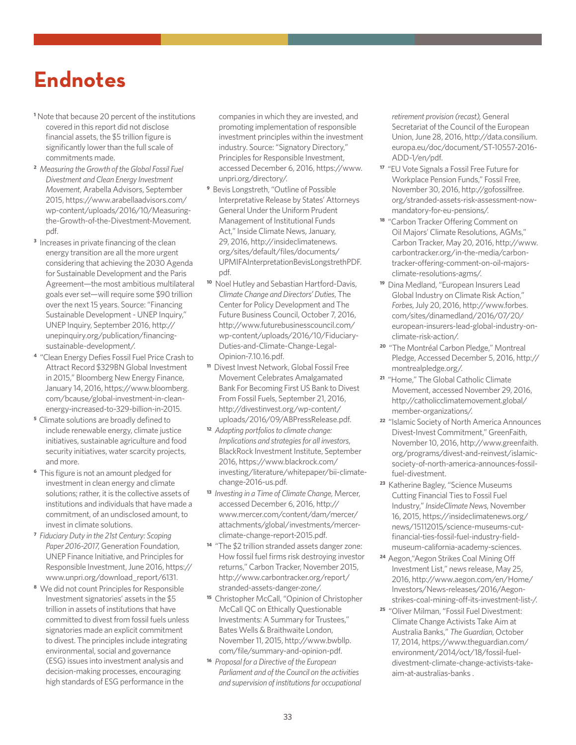# Endnotes

[1] Note that because 20 percent of the institutions covered in this report did not disclose financial assets, the $5 trillion figure is significantly lower than the full scale of commitments made.

[2] *Measuring the Growth of the Global Fossil Fuel Divestment and Clean Energy Investment Movement*, Arabella Advisors, September 2015, https://www.arabellaadvisors.com/wp-content/uploads/2016/10/Measuring-the-Growth-of-the-Divestment-Movement.pdf.

[3] Increases in private financing of the clean energy transition are all the more urgent considering that achieving the 2030 Agenda for Sustainable Development and the Paris Agreement—the most ambitious multilateral goals ever set—will require some $90 trillion over the next 15 years. Source: "Financing Sustainable Development - UNEP Inquiry," UNEP Inquiry, September 2016, http://unepinquiry.org/publication/financing-sustainable-development/.

[4] "Clean Energy Defies Fossil Fuel Price Crash to Attract Record $329BN Global Investment in 2015," Bloomberg New Energy Finance, January 14, 2016, https://www.bloomberg.com/bcause/global-investment-in-clean-energy-increased-to-329-billion-in-2015.

[5] Climate solutions are broadly defined to include renewable energy, climate justice initiatives, sustainable agriculture and food security initiatives, water scarcity projects, and more.

[6] This figure is not an amount pledged for investment in clean energy and climate solutions; rather, it is the collective assets of institutions and individuals that have made a commitment, of an undisclosed amount, to invest in climate solutions.

[7] *Fiduciary Duty in the 21st Century: Scoping Paper 2016-2017*, Generation Foundation, UNEP Finance Initiative, and Principles for Responsible Investment, June 2016, https://www.unpri.org/download_report/6131.

[8] We did not count Principles for Responsible Investment signatories' assets in the $5 trillion in assets of institutions that have committed to divest from fossil fuels unless signatories made an explicit commitment to divest. The principles include integrating environmental, social and governance (ESG) issues into investment analysis and decision-making processes, encouraging high standards of ESG performance in the companies in which they are invested, and promoting implementation of responsible investment principles within the investment industry. Source: "Signatory Directory," Principles for Responsible Investment, accessed December 6, 2016, https://www.unpri.org/directory/.

[9] Bevis Longstreth, "Outline of Possible Interpretative Release by States' Attorneys General Under the Uniform Prudent Management of Institutional Funds Act," Inside Climate News, January, 29, 2016, http://insideclimatenews.org/sites/default/files/documents/UPMIFAInterpretationBevisLongstrethPDF.pdf.

[10] Noel Hutley and Sebastian Hartford-Davis, *Climate Change and Directors' Duties*, The Center for Policy Development and The Future Business Council, October 7, 2016, http://www.futurebusinesscouncil.com/wp-content/uploads/2016/10/Fiduciary-Duties-and-Climate-Change-Legal-Opinion-7.10.16.pdf.

[11] Divest Invest Network, Global Fossil Free Movement Celebrates Amalgamated Bank For Becoming First US Bank to Divest From Fossil Fuels, September 21, 2016, http://divestinvest.org/wp-content/uploads/2016/09/ABPressRelease.pdf.

[12] *Adapting portfolios to climate change: Implications and strategies for all investors*, BlackRock Investment Institute, September 2016, https://www.blackrock.com/investing/literature/whitepaper/bii-climate-change-2016-us.pdf.

[13] *Investing in a Time of Climate Change*, Mercer, accessed December 6, 2016, http://www.mercer.com/content/dam/mercer/attachments/global/investments/mercer-climate-change-report-2015.pdf.

[14] "The $2 trillion stranded assets danger zone: How fossil fuel firms risk destroying investor returns," Carbon Tracker, November 2015, http://www.carbontracker.org/report/stranded-assets-danger-zone/.

[15] Christopher McCall, "Opinion of Christopher McCall QC on Ethically Questionable Investments: A Summary for Trustees," Bates Wells & Braithwaite London, November 11, 2015, http://www.bwbllp.com/file/summary-and-opinion-pdf.

[16] *Proposal for a Directive of the European Parliament and of the Council on the activities and supervision of institutions for occupational retirement provision (recast)*, General Secretariat of the Council of the European Union, June 28, 2016, http://data.consilium.europa.eu/doc/document/ST-10557-2016-ADD-1/en/pdf.

[17] "EU Vote Signals a Fossil Free Future for Workplace Pension Funds," Fossil Free, November 30, 2016, http://gofossilfree.org/stranded-assets-risk-assessment-now-mandatory-for-eu-pensions/.

[18] "Carbon Tracker Offering Comment on Oil Majors' Climate Resolutions, AGMs," Carbon Tracker, May 20, 2016, http://www.carbontracker.org/in-the-media/carbon-tracker-offering-comment-on-oil-majors-climate-resolutions-agms/.

[19] Dina Medland, "European Insurers Lead Global Industry on Climate Risk Action," *Forbes*, July 20, 2016, http://www.forbes.com/sites/dinamedland/2016/07/20/european-insurers-lead-global-industry-on-climate-risk-action/.

[20] "The Montréal Carbon Pledge," Montreal Pledge, Accessed December 5, 2016, http://montrealpledge.org/.

[21] "Home," The Global Catholic Climate Movement, accessed November 29, 2016, http://catholicclimatemovement.global/member-organizations/.

[22] "Islamic Society of North America Announces Divest-Invest Commitment," GreenFaith, November 10, 2016, http://www.greenfaith.org/programs/divest-and-reinvest/islamic-society-of-north-america-announces-fossil-fuel-divestment.

[23] Katherine Bagley, "Science Museums Cutting Financial Ties to Fossil Fuel Industry," *InsideClimate News*, November 16, 2015, https://insideclimatenews.org/news/15112015/science-museums-cut-financial-ties-fossil-fuel-industry-field-museum-california-academy-sciences.

[24] Aegon,"Aegon Strikes Coal Mining Off Investment List," news release, May 25, 2016, http://www.aegon.com/en/Home/Investors/News-releases/2016/Aegon-strikes-coal-mining-off-its-investment-list-/.

[25] "Oliver Milman, "Fossil Fuel Divestment: Climate Change Activists Take Aim at Australia Banks," *The Guardian*, October 17, 2014, https://www.theguardian.com/environment/2014/oct/18/fossil-fuel-divestment-climate-change-activists-take-aim-at-australias-banks .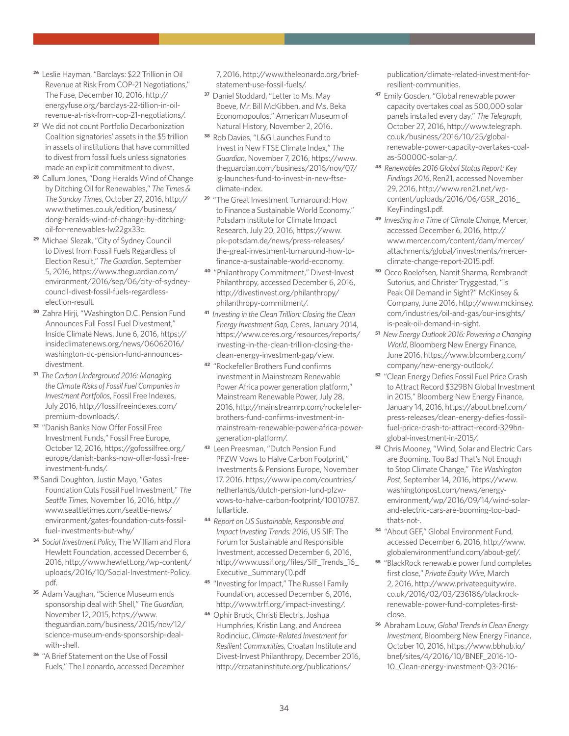[26] Leslie Hayman, "Barclays: $22 Trillion in Oil Revenue at Risk From COP-21 Negotiations," The Fuse, December 10, 2016, http://energyfuse.org/barclays-22-tillion-in-oil-revenue-at-risk-from-cop-21-negotiations/.

[27] We did not count Portfolio Decarbonization Coalition signatories' assets in the $5 trillion in assets of institutions that have committed to divest from fossil fuels unless signatories made an explicit commitment to divest.

[28] Callum Jones, "Dong Heralds Wind of Change by Ditching Oil for Renewables," *The Times & The Sunday Times*, October 27, 2016, http://www.thetimes.co.uk/edition/business/dong-heralds-wind-of-change-by-ditching-oil-for-renewables-lw22gx33c.

[29] Michael Slezak, "City of Sydney Council to Divest from Fossil Fuels Regardless of Election Result," *The Guardian*, September 5, 2016, https://www.theguardian.com/environment/2016/sep/06/city-of-sydney-council-divest-fossil-fuels-regardless-election-result.

[30] Zahra Hirji, "Washington D.C. Pension Fund Announces Full Fossil Fuel Divestment," Inside Climate News, June 6, 2016, https://insideclimatenews.org/news/06062016/washington-dc-pension-fund-announces-divestment.

[31] *The Carbon Underground 2016: Managing the Climate Risks of Fossil Fuel Companies in Investment Portfolios*, Fossil Free Indexes, July 2016, http://fossilfreeindexes.com/premium-downloads/.

[32] "Danish Banks Now Offer Fossil Free Investment Funds," Fossil Free Europe, October 12, 2016, https://gofossilfree.org/europe/danish-banks-now-offer-fossil-free-investment-funds/.

[33] Sandi Doughton, Justin Mayo, "Gates Foundation Cuts Fossil Fuel Investment," *The Seattle Times*, November 16, 2016, http://www.seattletimes.com/seattle-news/environment/gates-foundation-cuts-fossil-fuel-investments-but-why/

[34] *Social Investment Policy*, The William and Flora Hewlett Foundation, accessed December 6, 2016, http://www.hewlett.org/wp-content/uploads/2016/10/Social-Investment-Policy.pdf.

[35] Adam Vaughan, "Science Museum ends sponsorship deal with Shell," *The Guardian*, November 12, 2015, https://www.theguardian.com/business/2015/nov/12/science-museum-ends-sponsorship-deal-with-shell.

[36] "A Brief Statement on the Use of Fossil Fuels," The Leonardo, accessed December 7, 2016, http://www.theleonardo.org/brief-statement-use-fossil-fuels/.

[37] Daniel Stoddard, "Letter to Ms. May Boeve, Mr. Bill McKibben, and Ms. Beka Economopoulos," American Museum of Natural History, November 2, 2016.

[38] Rob Davies, "L&G Launches Fund to Invest in New FTSE Climate Index," *The Guardian*, November 7, 2016, https://www.theguardian.com/business/2016/nov/07/lg-launches-fund-to-invest-in-new-ftse-climate-index.

[39] "The Great Investment Turnaround: How to Finance a Sustainable World Economy," Potsdam Institute for Climate Impact Research, July 20, 2016, https://www.pik-potsdam.de/news/press-releases/the-great-investment-turnaround-how-to-finance-a-sustainable-world-economy.

[40] "Philanthropy Commitment," Divest-Invest Philanthropy, accessed December 6, 2016, http://divestinvest.org/philanthropy/philanthropy-commitment/.

[41] *Investing in the Clean Trillion: Closing the Clean Energy Investment Gap*, Ceres, January 2014, https://www.ceres.org/resources/reports/investing-in-the-clean-trillion-closing-the-clean-energy-investment-gap/view.

[42] "Rockefeller Brothers Fund confirms investment in Mainstream Renewable Power Africa power generation platform," Mainstream Renewable Power, July 28, 2016, http://mainstreamrp.com/rockefeller-brothers-fund-confirms-investment-in-mainstream-renewable-power-africa-power-generation-platform/.

[43] Leen Preesman, "Dutch Pension Fund PFZW Vows to Halve Carbon Footprint," Investments & Pensions Europe, November 17, 2016, https://www.ipe.com/countries/netherlands/dutch-pension-fund-pfzw-vows-to-halve-carbon-footprint/10010787.fullarticle.

[44] *Report on US Sustainable, Responsible and Impact Investing Trends: 2016*, US SIF: The Forum for Sustainable and Responsible Investment, accessed December 6, 2016, http://www.ussif.org/files/SIF_Trends_16_Executive_Summary(1).pdf

[45] "Investing for Impact," The Russell Family Foundation, accessed December 6, 2016, http://www.trff.org/impact-investing/.

[46] Ophir Bruck, Christi Electris, Joshua Humphries, Kristin Lang, and Andreea Rodinciuc, *Climate-Related Investment for Resilient Communities*, Croatan Institute and Divest-Invest Philanthropy, December 2016, http://croataninstitute.org/publications/publication/climate-related-investment-for-resilient-communities.

[47] Emily Gosden, "Global renewable power capacity overtakes coal as 500,000 solar panels installed every day," *The Telegraph*, October 27, 2016, http://www.telegraph.co.uk/business/2016/10/25/global-renewable-power-capacity-overtakes-coal-as-500000-solar-p/.

[48] *Renewables 2016 Global Status Report: Key Findings 2016*, Ren21, accessed November 29, 2016, http://www.ren21.net/wp-content/uploads/2016/06/GSR_2016_KeyFindings1.pdf.

[49] *Investing in a Time of Climate Change*, Mercer, accessed December 6, 2016, http://www.mercer.com/content/dam/mercer/attachments/global/investments/mercer-climate-change-report-2015.pdf.

[50] Occo Roelofsen, Namit Sharma, Rembrandt Sutorius, and Christer Tryggestad, "Is Peak Oil Demand in Sight?" McKinsey & Company, June 2016, http://www.mckinsey.com/industries/oil-and-gas/our-insights/is-peak-oil-demand-in-sight.

[51] *New Energy Outlook 2016: Powering a Changing World*, Bloomberg New Energy Finance, June 2016, https://www.bloomberg.com/company/new-energy-outlook/.

[52] "Clean Energy Defies Fossil Fuel Price Crash to Attract Record $329BN Global Investment in 2015," Bloomberg New Energy Finance, January 14, 2016, https://about.bnef.com/press-releases/clean-energy-defies-fossil-fuel-price-crash-to-attract-record-329bn-global-investment-in-2015/.

[53] Chris Mooney, "Wind, Solar and Electric Cars are Booming. Too Bad That's Not Enough to Stop Climate Change," *The Washington Post*, September 14, 2016, https://www.washingtonpost.com/news/energy-environment/wp/2016/09/14/wind-solar-and-electric-cars-are-booming-too-bad-thats-not-.

[54] "About GEF," Global Environment Fund, accessed December 6, 2016, http://www.globalenvironmentfund.com/about-gef/.

[55] "BlackRock renewable power fund completes first close," *Private Equity Wire*, March 2, 2016, http://www.privateequitywire.co.uk/2016/02/03/236186/blackrock-renewable-power-fund-completes-first-close.

[56] Abraham Louw, *Global Trends in Clean Energy Investment*, Bloomberg New Energy Finance, October 10, 2016, https://www.bbhub.io/bnef/sites/4/2016/10/BNEF_2016-10-10_Clean-energy-investment-Q3-2016-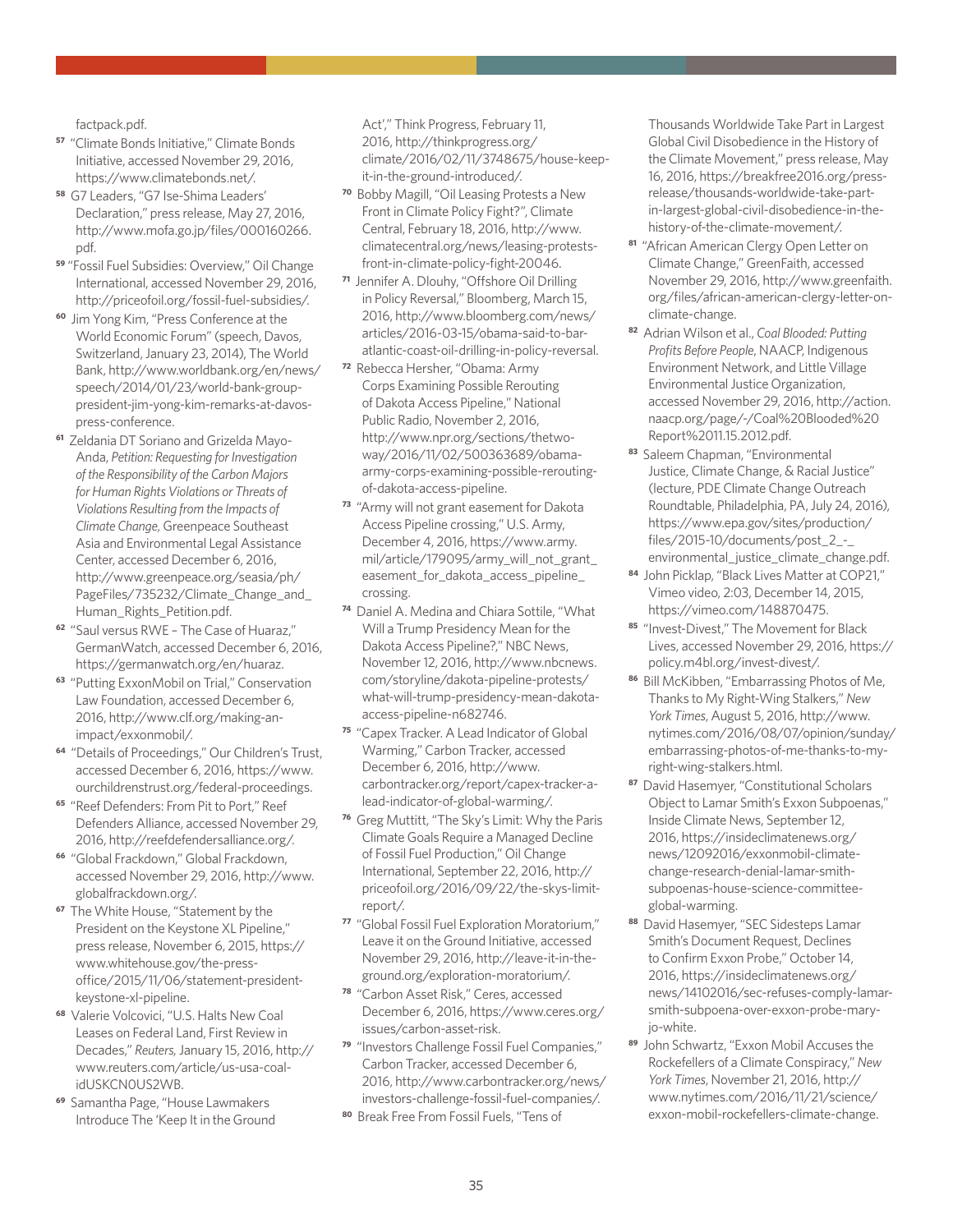factpack.pdf.

57 "Climate Bonds Initiative," Climate Bonds Initiative, accessed November 29, 2016, https://www.climatebonds.net/.

58 G7 Leaders, "G7 Ise-Shima Leaders' Declaration," press release, May 27, 2016, http://www.mofa.go.jp/files/000160266.pdf.

59 "Fossil Fuel Subsidies: Overview," Oil Change International, accessed November 29, 2016, http://priceofoil.org/fossil-fuel-subsidies/.

60 Jim Yong Kim, "Press Conference at the World Economic Forum" (speech, Davos, Switzerland, January 23, 2014), The World Bank, http://www.worldbank.org/en/news/speech/2014/01/23/world-bank-group-president-jim-yong-kim-remarks-at-davos-press-conference.

61 Zeldania DT Soriano and Grizelda Mayo-Anda, *Petition: Requesting for Investigation of the Responsibility of the Carbon Majors for Human Rights Violations or Threats of Violations Resulting from the Impacts of Climate Change*, Greenpeace Southeast Asia and Environmental Legal Assistance Center, accessed December 6, 2016, http://www.greenpeace.org/seasia/ph/PageFiles/735232/Climate_Change_and_Human_Rights_Petition.pdf.

62 "Saul versus RWE – The Case of Huaraz," GermanWatch, accessed December 6, 2016, https://germanwatch.org/en/huaraz.

63 "Putting ExxonMobil on Trial," Conservation Law Foundation, accessed December 6, 2016, http://www.clf.org/making-an-impact/exxonmobil/.

64 "Details of Proceedings," Our Children's Trust, accessed December 6, 2016, https://www.ourchildrenstrust.org/federal-proceedings.

65 "Reef Defenders: From Pit to Port," Reef Defenders Alliance, accessed November 29, 2016, http://reefdefendersalliance.org/.

66 "Global Frackdown," Global Frackdown, accessed November 29, 2016, http://www.globalfrackdown.org/.

67 The White House, "Statement by the President on the Keystone XL Pipeline," press release, November 6, 2015, https://www.whitehouse.gov/the-press-office/2015/11/06/statement-president-keystone-xl-pipeline.

68 Valerie Volcovici, "U.S. Halts New Coal Leases on Federal Land, First Review in Decades," *Reuters,* January 15, 2016, http://www.reuters.com/article/us-usa-coal-idUSKCN0US2WB.

69 Samantha Page, "House Lawmakers Introduce The 'Keep It in the Ground Act'," Think Progress, February 11, 2016, http://thinkprogress.org/climate/2016/02/11/3748675/house-keep-it-in-the-ground-introduced/.

70 Bobby Magill, "Oil Leasing Protests a New Front in Climate Policy Fight?," Climate Central, February 18, 2016, http://www.climatecentral.org/news/leasing-protests-front-in-climate-policy-fight-20046.

71 Jennifer A. Dlouhy, "Offshore Oil Drilling in Policy Reversal," Bloomberg, March 15, 2016, http://www.bloomberg.com/news/articles/2016-03-15/obama-said-to-bar-atlantic-coast-oil-drilling-in-policy-reversal.

72 Rebecca Hersher, "Obama: Army Corps Examining Possible Rerouting of Dakota Access Pipeline," National Public Radio, November 2, 2016, http://www.npr.org/sections/thetwo-way/2016/11/02/500363689/obama-army-corps-examining-possible-rerouting-of-dakota-access-pipeline.

73 "Army will not grant easement for Dakota Access Pipeline crossing," U.S. Army, December 4, 2016, https://www.army.mil/article/179095/army_will_not_grant_easement_for_dakota_access_pipeline_crossing.

74 Daniel A. Medina and Chiara Sottile, "What Will a Trump Presidency Mean for the Dakota Access Pipeline?," NBC News, November 12, 2016, http://www.nbcnews.com/storyline/dakota-pipeline-protests/what-will-trump-presidency-mean-dakota-access-pipeline-n682746.

75 "Capex Tracker. A Lead Indicator of Global Warming," Carbon Tracker, accessed December 6, 2016, http://www.carbontracker.org/report/capex-tracker-a-lead-indicator-of-global-warming/.

76 Greg Muttitt, "The Sky's Limit: Why the Paris Climate Goals Require a Managed Decline of Fossil Fuel Production," Oil Change International, September 22, 2016, http://priceofoil.org/2016/09/22/the-skys-limit-report/.

77 "Global Fossil Fuel Exploration Moratorium," Leave it on the Ground Initiative, accessed November 29, 2016, http://leave-it-in-the-ground.org/exploration-moratorium/.

78 "Carbon Asset Risk," Ceres, accessed December 6, 2016, https://www.ceres.org/issues/carbon-asset-risk.

79 "Investors Challenge Fossil Fuel Companies," Carbon Tracker, accessed December 6, 2016, http://www.carbontracker.org/news/investors-challenge-fossil-fuel-companies/.

80 Break Free From Fossil Fuels, "Tens of Thousands Worldwide Take Part in Largest Global Civil Disobedience in the History of the Climate Movement," press release, May 16, 2016, https://breakfree2016.org/press-release/thousands-worldwide-take-part-in-largest-global-civil-disobedience-in-the-history-of-the-climate-movement/.

81 "African American Clergy Open Letter on Climate Change," GreenFaith, accessed November 29, 2016, http://www.greenfaith.org/files/african-american-clergy-letter-on-climate-change.

82 Adrian Wilson et al., *Coal Blooded: Putting Profits Before People*, NAACP, Indigenous Environment Network, and Little Village Environmental Justice Organization, accessed November 29, 2016, http://action.naacp.org/page/-/Coal%20Blooded%20Report%2011.15.2012.pdf.

83 Saleem Chapman, "Environmental Justice, Climate Change, & Racial Justice" (lecture, PDE Climate Change Outreach Roundtable, Philadelphia, PA, July 24, 2016), https://www.epa.gov/sites/production/files/2015-10/documents/post_2_-_environmental_justice_climate_change.pdf.

84 John Picklap, "Black Lives Matter at COP21," Vimeo video, 2:03, December 14, 2015, https://vimeo.com/148870475.

85 "Invest-Divest," The Movement for Black Lives, accessed November 29, 2016, https://policy.m4bl.org/invest-divest/.

86 Bill McKibben, "Embarrassing Photos of Me, Thanks to My Right-Wing Stalkers," *New York Times*, August 5, 2016, http://www.nytimes.com/2016/08/07/opinion/sunday/embarrassing-photos-of-me-thanks-to-my-right-wing-stalkers.html.

87 David Hasemyer, "Constitutional Scholars Object to Lamar Smith's Exxon Subpoenas," Inside Climate News, September 12, 2016, https://insideclimatenews.org/news/12092016/exxonmobil-climate-change-research-denial-lamar-smith-subpoenas-house-science-committee-global-warming.

88 David Hasemyer, "SEC Sidesteps Lamar Smith's Document Request, Declines to Confirm Exxon Probe," October 14, 2016, https://insideclimatenews.org/news/14102016/sec-refuses-comply-lamar-smith-subpoena-over-exxon-probe-mary-jo-white.

89 John Schwartz, "Exxon Mobil Accuses the Rockefellers of a Climate Conspiracy," *New York Times*, November 21, 2016, http://www.nytimes.com/2016/11/21/science/exxon-mobil-rockefellers-climate-change.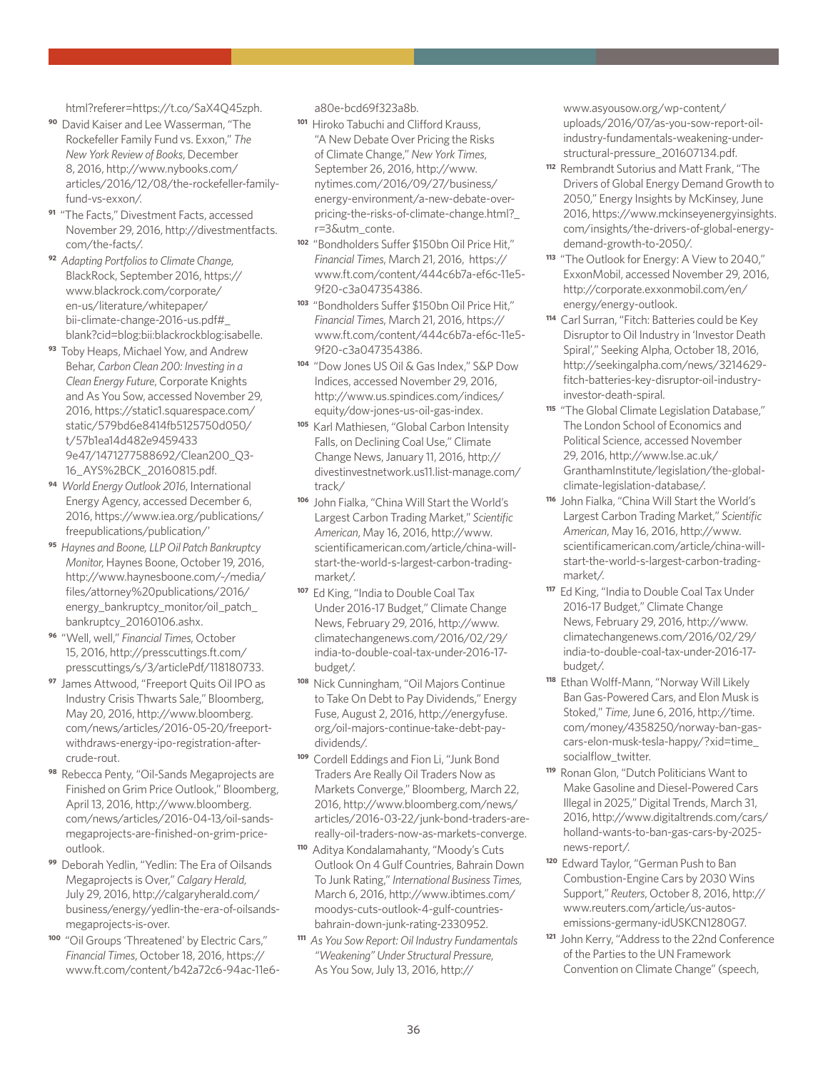html?referer=https://t.co/SaX4Q45zph.

[90] David Kaiser and Lee Wasserman, "The Rockefeller Family Fund vs. Exxon," *The New York Review of Books*, December 8, 2016, http://www.nybooks.com/articles/2016/12/08/the-rockefeller-family-fund-vs-exxon/.

[91] "The Facts," Divestment Facts, accessed November 29, 2016, http://divestmentfacts.com/the-facts/.

[92] *Adapting Portfolios to Climate Change*, BlackRock, September 2016, https://www.blackrock.com/corporate/en-us/literature/whitepaper/bii-climate-change-2016-us.pdf#_blank?cid=blog:bii:blackrockblog:isabelle.

[93] Toby Heaps, Michael Yow, and Andrew Behar, *Carbon Clean 200: Investing in a Clean Energy Future*, Corporate Knights and As You Sow, accessed November 29, 2016, https://static1.squarespace.com/static/579bd6e8414fb5125750d050/t/57b1ea14d482e9459433 9e47/1471277588692/Clean200_Q3-16_AYS%2BCK_20160815.pdf.

[94] *World Energy Outlook 2016*, International Energy Agency, accessed December 6, 2016, https://www.iea.org/publications/freepublications/publication/'

[95] *Haynes and Boone, LLP Oil Patch Bankruptcy Monitor*, Haynes Boone, October 19, 2016, http://www.haynesboone.com/~/media/files/attorney%20publications/2016/energy_bankruptcy_monitor/oil_patch_bankruptcy_20160106.ashx.

[96] "Well, well," *Financial Times*, October 15, 2016, http://presscuttings.ft.com/presscuttings/s/3/articlePdf/118180733.

[97] James Attwood, "Freeport Quits Oil IPO as Industry Crisis Thwarts Sale," Bloomberg, May 20, 2016, http://www.bloomberg.com/news/articles/2016-05-20/freeport-withdraws-energy-ipo-registration-after-crude-rout.

[98] Rebecca Penty, "Oil-Sands Megaprojects are Finished on Grim Price Outlook," Bloomberg, April 13, 2016, http://www.bloomberg.com/news/articles/2016-04-13/oil-sands-megaprojects-are-finished-on-grim-price-outlook.

[99] Deborah Yedlin, "Yedlin: The Era of Oilsands Megaprojects is Over," *Calgary Herald*, July 29, 2016, http://calgaryherald.com/business/energy/yedlin-the-era-of-oilsands-megaprojects-is-over.

[100] "Oil Groups 'Threatened' by Electric Cars," *Financial Times*, October 18, 2016, https://www.ft.com/content/b42a72c6-94ac-11e6-a80e-bcd69f323a8b.

[101] Hiroko Tabuchi and Clifford Krauss, "A New Debate Over Pricing the Risks of Climate Change," *New York Times*, September 26, 2016, http://www.nytimes.com/2016/09/27/business/energy-environment/a-new-debate-over-pricing-the-risks-of-climate-change.html?_r=3&utm_conte.

[102] "Bondholders Suffer $150bn Oil Price Hit," *Financial Times*, March 21, 2016, https://www.ft.com/content/444c6b7a-ef6c-11e5-9f20-c3a047354386.

[103] "Bondholders Suffer $150bn Oil Price Hit," *Financial Times*, March 21, 2016, https://www.ft.com/content/444c6b7a-ef6c-11e5-9f20-c3a047354386.

[104] "Dow Jones US Oil & Gas Index," S&P Dow Indices, accessed November 29, 2016, http://www.us.spindices.com/indices/equity/dow-jones-us-oil-gas-index.

[105] Karl Mathiesen, "Global Carbon Intensity Falls, on Declining Coal Use," Climate Change News, January 11, 2016, http://divestinvestnetwork.us11.list-manage.com/track/

[106] John Fialka, "China Will Start the World's Largest Carbon Trading Market," *Scientific American*, May 16, 2016, http://www.scientificamerican.com/article/china-will-start-the-world-s-largest-carbon-trading-market/.

[107] Ed King, "India to Double Coal Tax Under 2016-17 Budget," Climate Change News, February 29, 2016, http://www.climatechangenews.com/2016/02/29/india-to-double-coal-tax-under-2016-17-budget/.

[108] Nick Cunningham, "Oil Majors Continue to Take On Debt to Pay Dividends," Energy Fuse, August 2, 2016, http://energyfuse.org/oil-majors-continue-take-debt-pay-dividends/.

[109] Cordell Eddings and Fion Li, "Junk Bond Traders Are Really Oil Traders Now as Markets Converge," Bloomberg, March 22, 2016, http://www.bloomberg.com/news/articles/2016-03-22/junk-bond-traders-are-really-oil-traders-now-as-markets-converge.

[110] Aditya Kondalamahanty, "Moody's Cuts Outlook On 4 Gulf Countries, Bahrain Down To Junk Rating," *International Business Times*, March 6, 2016, http://www.ibtimes.com/moodys-cuts-outlook-4-gulf-countries-bahrain-down-junk-rating-2330952.

[111] *As You Sow Report: Oil Industry Fundamentals "Weakening" Under Structural Pressure*, As You Sow, July 13, 2016, http://www.asyousow.org/wp-content/uploads/2016/07/as-you-sow-report-oil-industry-fundamentals-weakening-under-structural-pressure_201607134.pdf.

[112] Rembrandt Sutorius and Matt Frank, "The Drivers of Global Energy Demand Growth to 2050," Energy Insights by McKinsey, June 2016, https://www.mckinseyenergyinsights.com/insights/the-drivers-of-global-energy-demand-growth-to-2050/.

[113] "The Outlook for Energy: A View to 2040," ExxonMobil, accessed November 29, 2016, http://corporate.exxonmobil.com/en/energy/energy-outlook.

[114] Carl Surran, "Fitch: Batteries could be Key Disruptor to Oil Industry in 'Investor Death Spiral'," Seeking Alpha, October 18, 2016, http://seekingalpha.com/news/3214629-fitch-batteries-key-disruptor-oil-industry-investor-death-spiral.

[115] "The Global Climate Legislation Database," The London School of Economics and Political Science, accessed November 29, 2016, http://www.lse.ac.uk/GranthamInstitute/legislation/the-global-climate-legislation-database/.

[116] John Fialka, "China Will Start the World's Largest Carbon Trading Market," *Scientific American*, May 16, 2016, http://www.scientificamerican.com/article/china-will-start-the-world-s-largest-carbon-trading-market/.

[117] Ed King, "India to Double Coal Tax Under 2016-17 Budget," Climate Change News, February 29, 2016, http://www.climatechangenews.com/2016/02/29/india-to-double-coal-tax-under-2016-17-budget/.

[118] Ethan Wolff-Mann, "Norway Will Likely Ban Gas-Powered Cars, and Elon Musk is Stoked," *Time*, June 6, 2016, http://time.com/money/4358250/norway-ban-gas-cars-elon-musk-tesla-happy/?xid=time_socialflow_twitter.

[119] Ronan Glon, "Dutch Politicians Want to Make Gasoline and Diesel-Powered Cars Illegal in 2025," Digital Trends, March 31, 2016, http://www.digitaltrends.com/cars/holland-wants-to-ban-gas-cars-by-2025-news-report/.

[120] Edward Taylor, "German Push to Ban Combustion-Engine Cars by 2030 Wins Support," *Reuters*, October 8, 2016, http://www.reuters.com/article/us-autos-emissions-germany-idUSKCN1280G7.

[121] John Kerry, "Address to the 22nd Conference of the Parties to the UN Framework Convention on Climate Change" (speech,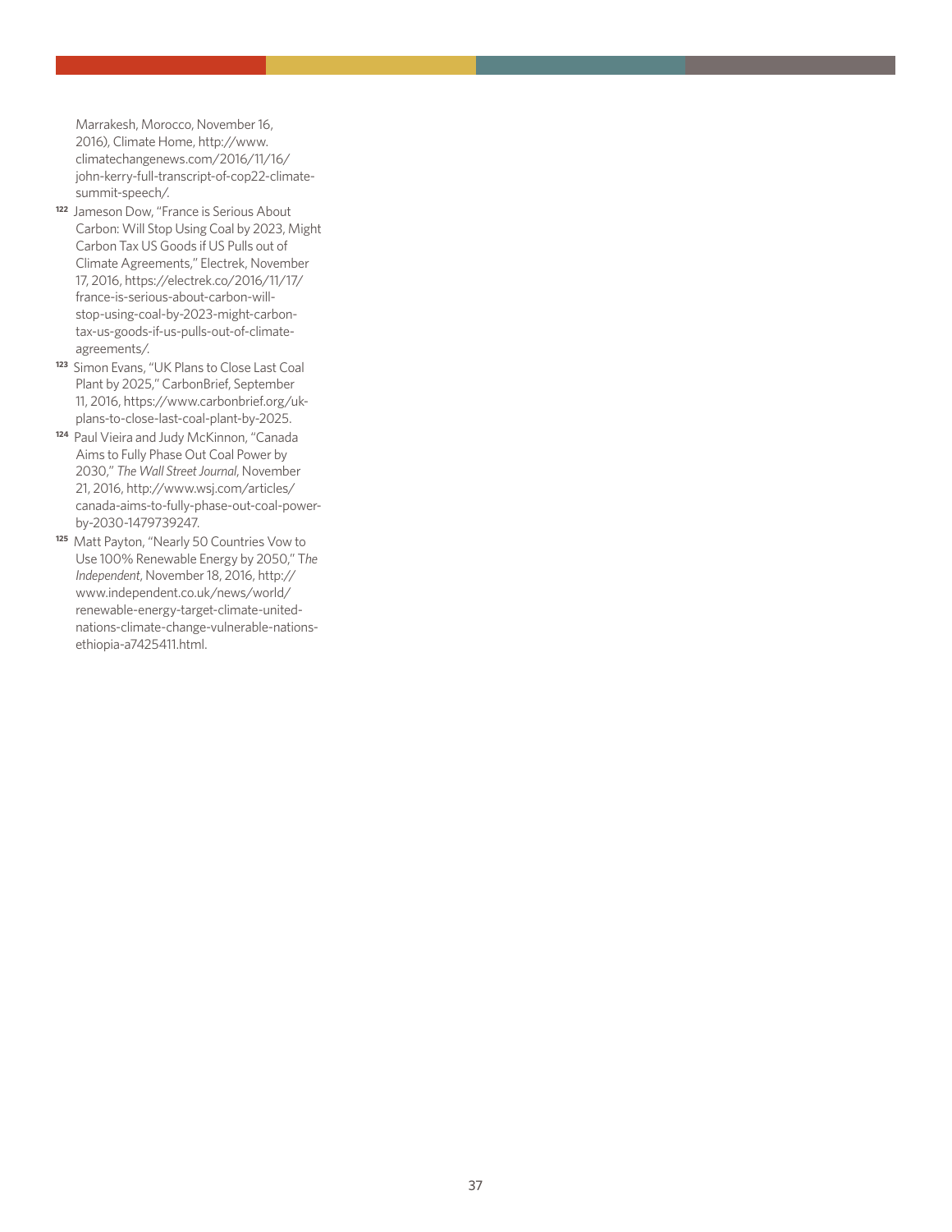Marrakesh, Morocco, November 16, 2016), Climate Home, http://www.climatechangenews.com/2016/11/16/john-kerry-full-transcript-of-cop22-climate-summit-speech/.

[122] Jameson Dow, "France is Serious About Carbon: Will Stop Using Coal by 2023, Might Carbon Tax US Goods if US Pulls out of Climate Agreements," Electrek, November 17, 2016, https://electrek.co/2016/11/17/france-is-serious-about-carbon-will-stop-using-coal-by-2023-might-carbon-tax-us-goods-if-us-pulls-out-of-climate-agreements/.

[123] Simon Evans, "UK Plans to Close Last Coal Plant by 2025," CarbonBrief, September 11, 2016, https://www.carbonbrief.org/uk-plans-to-close-last-coal-plant-by-2025.

[124] Paul Vieira and Judy McKinnon, "Canada Aims to Fully Phase Out Coal Power by 2030," *The Wall Street Journal*, November 21, 2016, http://www.wsj.com/articles/canada-aims-to-fully-phase-out-coal-power-by-2030-1479739247.

[125] Matt Payton, "Nearly 50 Countries Vow to Use 100% Renewable Energy by 2050," T*he Independent*, November 18, 2016, http://www.independent.co.uk/news/world/renewable-energy-target-climate-united-nations-climate-change-vulnerable-nations-ethiopia-a7425411.html.